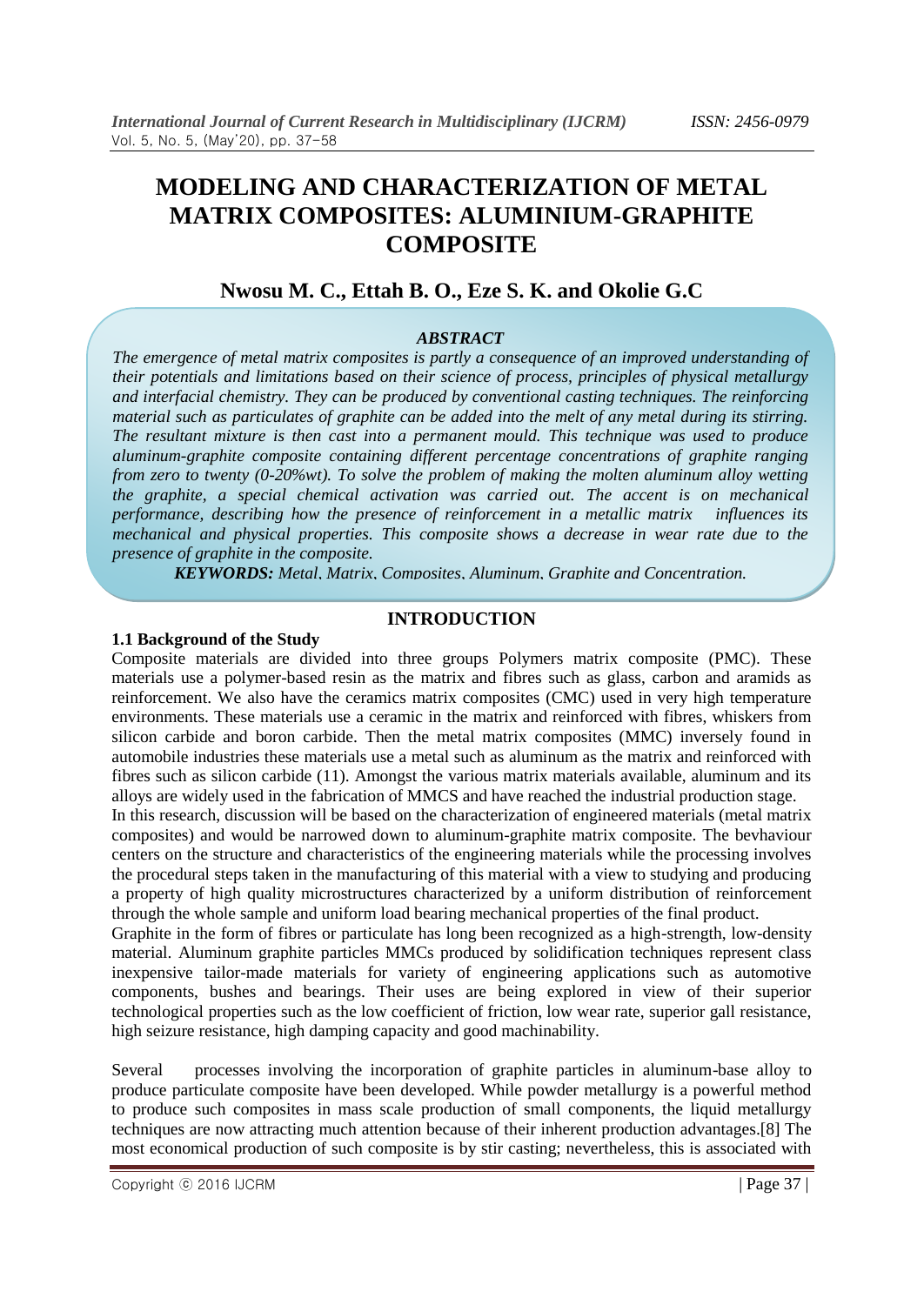# MODELING AND CHARACTERIZATION OF METAL MATRIX COMPOSITES: ALUMINIUM-GRAPHITE COMPOSITE

## Nwosu M. C., Ettah B. O., Eze S. K. and Okolie G.C

### *ABSTRACT*

*The emergence of metal matrix composites is partly a consequence of an improved understanding of their potentials and limitations based on their science of process, principles of physical metallurgy and interfacial chemistry. They can be produced by conventional casting techniques. The reinforcing material such as particulates of graphite can be added into the melt of any metal during its stirring. The resultant mixture is then cast into a permanent mould. This technique was used to produce aluminum-graphite composite containing different percentage concentrations of graphite ranging from zero to twenty (0-20%wt). To solve the problem of making the molten aluminum alloy wetting the graphite, a special chemical activation was carried out. The accent is on mechanical performance, describing how the presence of reinforcement in a metallic matrix influences its mechanical and physical properties. This composite shows a decrease in wear rate due to the presence of graphite in the composite.*

***KEYWORDS:*** *Metal, Matrix, Composites, Aluminum, Graphite and Concentration.*

## INTRODUCTION

### 1.1 Background of the Study

Composite materials are divided into three groups Polymers matrix composite (PMC). These materials use a polymer-based resin as the matrix and fibres such as glass, carbon and aramids as reinforcement. We also have the ceramics matrix composites (CMC) used in very high temperature environments. These materials use a ceramic in the matrix and reinforced with fibres, whiskers from silicon carbide and boron carbide. Then the metal matrix composites (MMC) inversely found in automobile industries these materials use a metal such as aluminum as the matrix and reinforced with fibres such as silicon carbide (11). Amongst the various matrix materials available, aluminum and its alloys are widely used in the fabrication of MMCS and have reached the industrial production stage.

In this research, discussion will be based on the characterization of engineered materials (metal matrix composites) and would be narrowed down to aluminum-graphite matrix composite. The bevhaviour centers on the structure and characteristics of the engineering materials while the processing involves the procedural steps taken in the manufacturing of this material with a view to studying and producing a property of high quality microstructures characterized by a uniform distribution of reinforcement through the whole sample and uniform load bearing mechanical properties of the final product.

Graphite in the form of fibres or particulate has long been recognized as a high-strength, low-density material. Aluminum graphite particles MMCs produced by solidification techniques represent class inexpensive tailor-made materials for variety of engineering applications such as automotive components, bushes and bearings. Their uses are being explored in view of their superior technological properties such as the low coefficient of friction, low wear rate, superior gall resistance, high seizure resistance, high damping capacity and good machinability.

Several processes involving the incorporation of graphite particles in aluminum-base alloy to produce particulate composite have been developed. While powder metallurgy is a powerful method to produce such composites in mass scale production of small components, the liquid metallurgy techniques are now attracting much attention because of their inherent production advantages.[8] The most economical production of such composite is by stir casting; nevertheless, this is associated with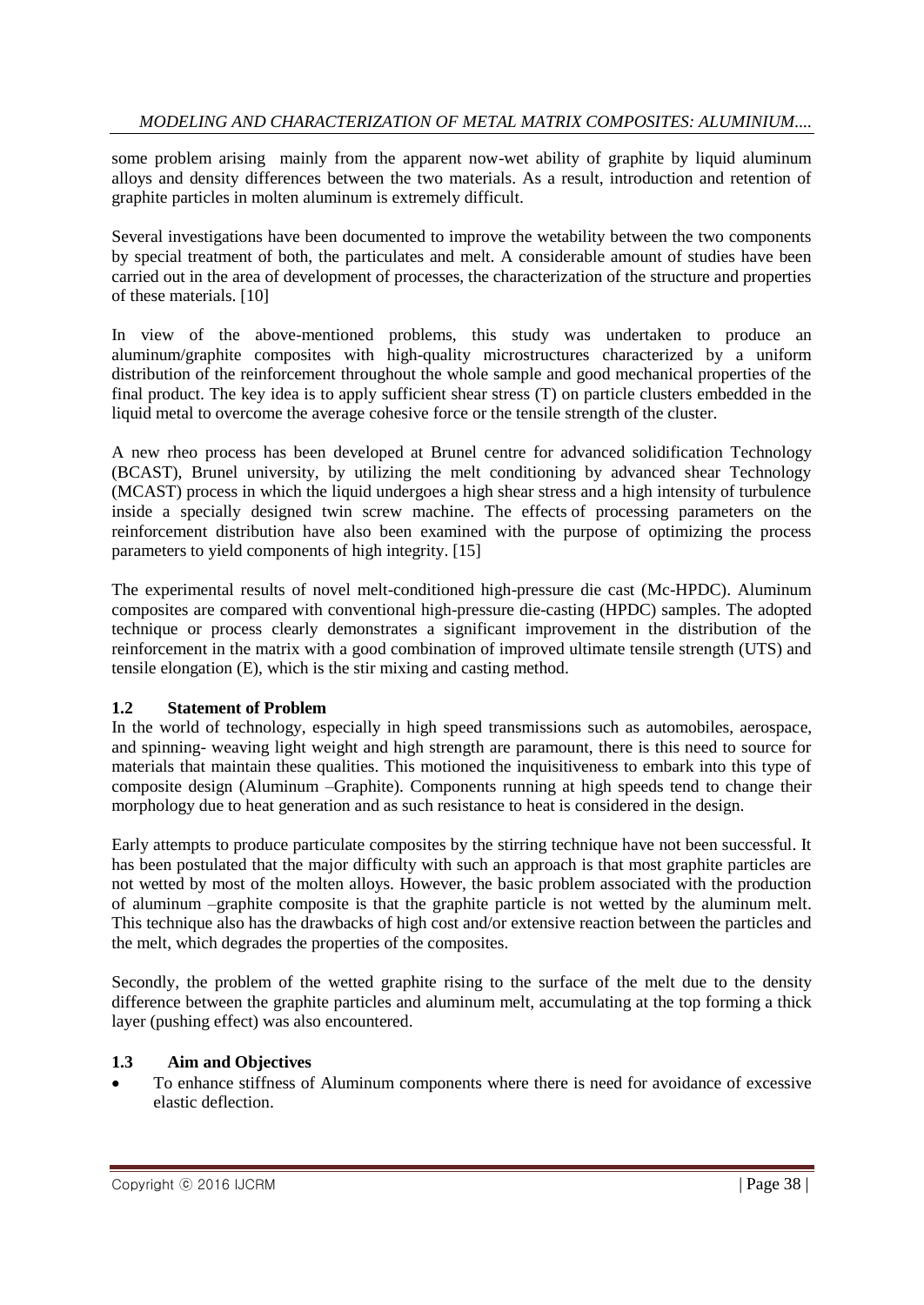some problem arising mainly from the apparent now-wet ability of graphite by liquid aluminum alloys and density differences between the two materials. As a result, introduction and retention of graphite particles in molten aluminum is extremely difficult.

Several investigations have been documented to improve the wetability between the two components by special treatment of both, the particulates and melt. A considerable amount of studies have been carried out in the area of development of processes, the characterization of the structure and properties of these materials. [10]

In view of the above-mentioned problems, this study was undertaken to produce an aluminum/graphite composites with high-quality microstructures characterized by a uniform distribution of the reinforcement throughout the whole sample and good mechanical properties of the final product. The key idea is to apply sufficient shear stress (T) on particle clusters embedded in the liquid metal to overcome the average cohesive force or the tensile strength of the cluster.

A new rheo process has been developed at Brunel centre for advanced solidification Technology (BCAST), Brunel university, by utilizing the melt conditioning by advanced shear Technology (MCAST) process in which the liquid undergoes a high shear stress and a high intensity of turbulence inside a specially designed twin screw machine. The effects of processing parameters on the reinforcement distribution have also been examined with the purpose of optimizing the process parameters to yield components of high integrity. [15]

The experimental results of novel melt-conditioned high-pressure die cast (Mc-HPDC). Aluminum composites are compared with conventional high-pressure die-casting (HPDC) samples. The adopted technique or process clearly demonstrates a significant improvement in the distribution of the reinforcement in the matrix with a good combination of improved ultimate tensile strength (UTS) and tensile elongation (E), which is the stir mixing and casting method.

## 1.2 Statement of Problem

In the world of technology, especially in high speed transmissions such as automobiles, aerospace, and spinning- weaving light weight and high strength are paramount, there is this need to source for materials that maintain these qualities. This motioned the inquisitiveness to embark into this type of composite design (Aluminum –Graphite). Components running at high speeds tend to change their morphology due to heat generation and as such resistance to heat is considered in the design.

Early attempts to produce particulate composites by the stirring technique have not been successful. It has been postulated that the major difficulty with such an approach is that most graphite particles are not wetted by most of the molten alloys. However, the basic problem associated with the production of aluminum –graphite composite is that the graphite particle is not wetted by the aluminum melt. This technique also has the drawbacks of high cost and/or extensive reaction between the particles and the melt, which degrades the properties of the composites.

Secondly, the problem of the wetted graphite rising to the surface of the melt due to the density difference between the graphite particles and aluminum melt, accumulating at the top forming a thick layer (pushing effect) was also encountered.

## 1.3 Aim and Objectives

- To enhance stiffness of Aluminum components where there is need for avoidance of excessive elastic deflection.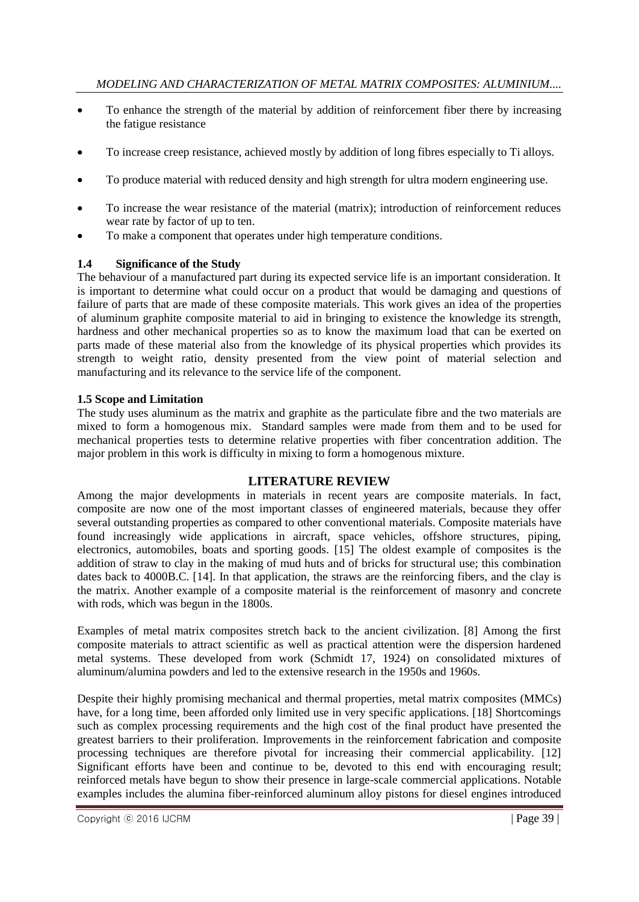- To enhance the strength of the material by addition of reinforcement fiber there by increasing the fatigue resistance
- To increase creep resistance, achieved mostly by addition of long fibres especially to Ti alloys.
- To produce material with reduced density and high strength for ultra modern engineering use.
- To increase the wear resistance of the material (matrix); introduction of reinforcement reduces wear rate by factor of up to ten.
- To make a component that operates under high temperature conditions.

### 1.4 Significance of the Study

The behaviour of a manufactured part during its expected service life is an important consideration. It is important to determine what could occur on a product that would be damaging and questions of failure of parts that are made of these composite materials. This work gives an idea of the properties of aluminum graphite composite material to aid in bringing to existence the knowledge its strength, hardness and other mechanical properties so as to know the maximum load that can be exerted on parts made of these material also from the knowledge of its physical properties which provides its strength to weight ratio, density presented from the view point of material selection and manufacturing and its relevance to the service life of the component.

### 1.5 Scope and Limitation

The study uses aluminum as the matrix and graphite as the particulate fibre and the two materials are mixed to form a homogenous mix. Standard samples were made from them and to be used for mechanical properties tests to determine relative properties with fiber concentration addition. The major problem in this work is difficulty in mixing to form a homogenous mixture.

## LITERATURE REVIEW

Among the major developments in materials in recent years are composite materials. In fact, composite are now one of the most important classes of engineered materials, because they offer several outstanding properties as compared to other conventional materials. Composite materials have found increasingly wide applications in aircraft, space vehicles, offshore structures, piping, electronics, automobiles, boats and sporting goods. [15] The oldest example of composites is the addition of straw to clay in the making of mud huts and of bricks for structural use; this combination dates back to 4000B.C. [14]. In that application, the straws are the reinforcing fibers, and the clay is the matrix. Another example of a composite material is the reinforcement of masonry and concrete with rods, which was begun in the 1800s.

Examples of metal matrix composites stretch back to the ancient civilization. [8] Among the first composite materials to attract scientific as well as practical attention were the dispersion hardened metal systems. These developed from work (Schmidt 17, 1924) on consolidated mixtures of aluminum/alumina powders and led to the extensive research in the 1950s and 1960s.

Despite their highly promising mechanical and thermal properties, metal matrix composites (MMCs) have, for a long time, been afforded only limited use in very specific applications. [18] Shortcomings such as complex processing requirements and the high cost of the final product have presented the greatest barriers to their proliferation. Improvements in the reinforcement fabrication and composite processing techniques are therefore pivotal for increasing their commercial applicability. [12] Significant efforts have been and continue to be, devoted to this end with encouraging result; reinforced metals have begun to show their presence in large-scale commercial applications. Notable examples includes the alumina fiber-reinforced aluminum alloy pistons for diesel engines introduced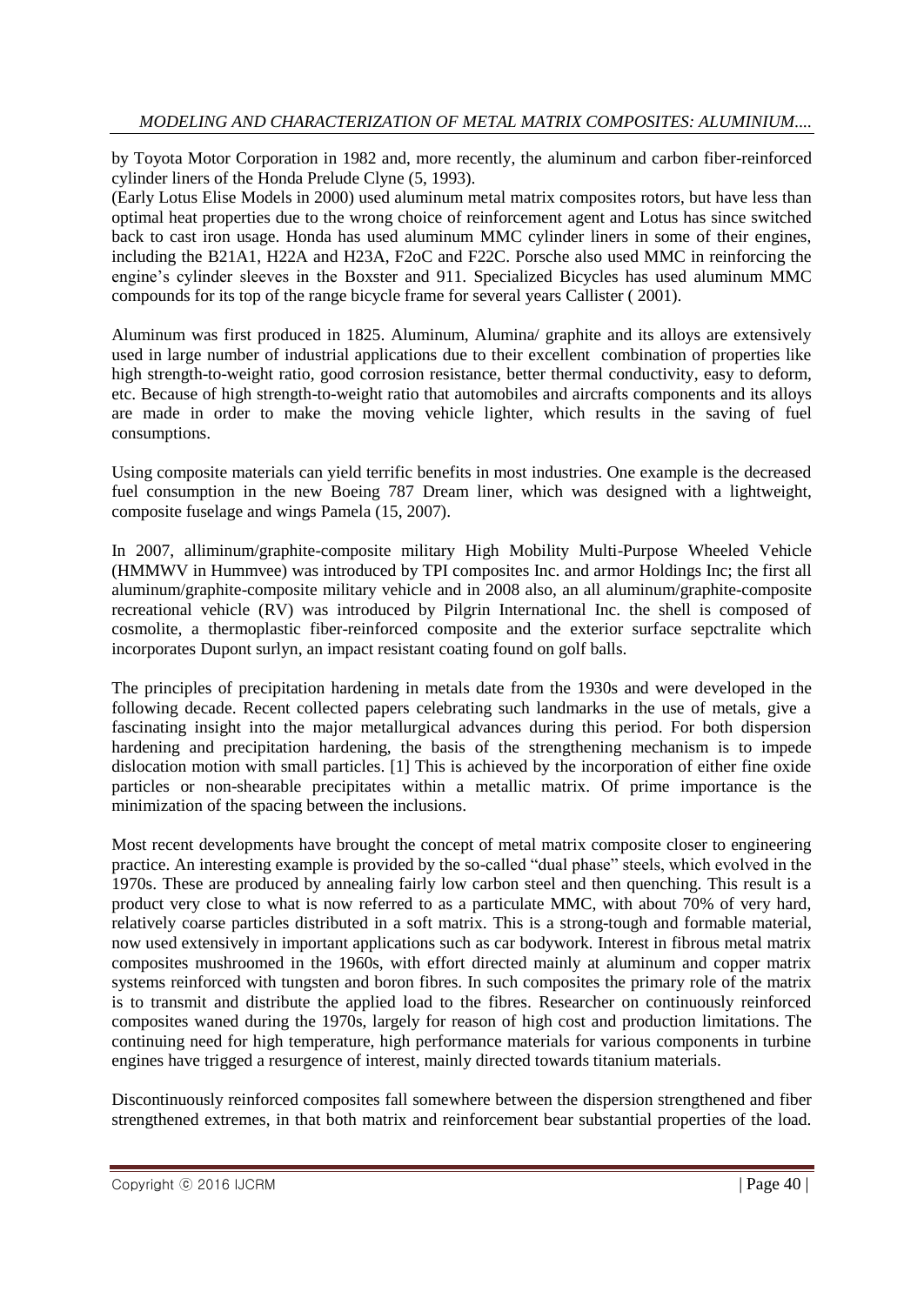by Toyota Motor Corporation in 1982 and, more recently, the aluminum and carbon fiber-reinforced cylinder liners of the Honda Prelude Clyne (5, 1993).

(Early Lotus Elise Models in 2000) used aluminum metal matrix composites rotors, but have less than optimal heat properties due to the wrong choice of reinforcement agent and Lotus has since switched back to cast iron usage. Honda has used aluminum MMC cylinder liners in some of their engines, including the B21A1, H22A and H23A, F2oC and F22C. Porsche also used MMC in reinforcing the engine's cylinder sleeves in the Boxster and 911. Specialized Bicycles has used aluminum MMC compounds for its top of the range bicycle frame for several years Callister ( 2001).

Aluminum was first produced in 1825. Aluminum, Alumina/ graphite and its alloys are extensively used in large number of industrial applications due to their excellent combination of properties like high strength-to-weight ratio, good corrosion resistance, better thermal conductivity, easy to deform, etc. Because of high strength-to-weight ratio that automobiles and aircrafts components and its alloys are made in order to make the moving vehicle lighter, which results in the saving of fuel consumptions.

Using composite materials can yield terrific benefits in most industries. One example is the decreased fuel consumption in the new Boeing 787 Dream liner, which was designed with a lightweight, composite fuselage and wings Pamela (15, 2007).

In 2007, alliminum/graphite-composite military High Mobility Multi-Purpose Wheeled Vehicle (HMMWV in Hummvee) was introduced by TPI composites Inc. and armor Holdings Inc; the first all aluminum/graphite-composite military vehicle and in 2008 also, an all aluminum/graphite-composite recreational vehicle (RV) was introduced by Pilgrin International Inc. the shell is composed of cosmolite, a thermoplastic fiber-reinforced composite and the exterior surface sepctralite which incorporates Dupont surlyn, an impact resistant coating found on golf balls.

The principles of precipitation hardening in metals date from the 1930s and were developed in the following decade. Recent collected papers celebrating such landmarks in the use of metals, give a fascinating insight into the major metallurgical advances during this period. For both dispersion hardening and precipitation hardening, the basis of the strengthening mechanism is to impede dislocation motion with small particles. [1] This is achieved by the incorporation of either fine oxide particles or non-shearable precipitates within a metallic matrix. Of prime importance is the minimization of the spacing between the inclusions.

Most recent developments have brought the concept of metal matrix composite closer to engineering practice. An interesting example is provided by the so-called "dual phase" steels, which evolved in the 1970s. These are produced by annealing fairly low carbon steel and then quenching. This result is a product very close to what is now referred to as a particulate MMC, with about 70% of very hard, relatively coarse particles distributed in a soft matrix. This is a strong-tough and formable material, now used extensively in important applications such as car bodywork. Interest in fibrous metal matrix composites mushroomed in the 1960s, with effort directed mainly at aluminum and copper matrix systems reinforced with tungsten and boron fibres. In such composites the primary role of the matrix is to transmit and distribute the applied load to the fibres. Researcher on continuously reinforced composites waned during the 1970s, largely for reason of high cost and production limitations. The continuing need for high temperature, high performance materials for various components in turbine engines have trigged a resurgence of interest, mainly directed towards titanium materials.

Discontinuously reinforced composites fall somewhere between the dispersion strengthened and fiber strengthened extremes, in that both matrix and reinforcement bear substantial properties of the load.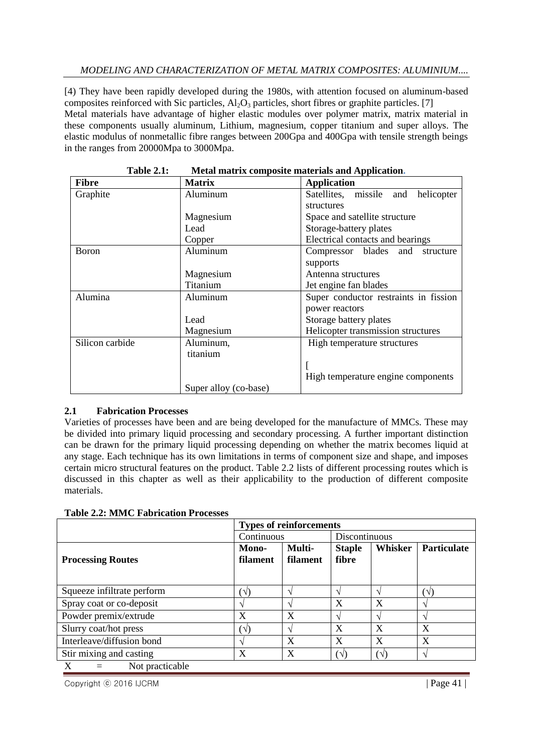[4] They have been rapidly developed during the 1980s, with attention focused on aluminum-based composites reinforced with Sic particles, $Al_2O_3$ particles, short fibres or graphite particles. [7]
Metal materials have advantage of higher elastic modules over polymer matrix, matrix material in these components usually aluminum, Lithium, magnesium, copper titanium and super alloys. The elastic modulus of nonmetallic fibre ranges between 200Gpa and 400Gpa with tensile strength beings in the ranges from 20000Mpa to 3000Mpa.

**Table 2.1: Metal matrix composite materials and Application.**

| Fibre | Matrix | Application |
|---|---|---|
| Graphite | Aluminum | Satellites, missile and helicopter structures |
| | Magnesium | Space and satellite structure |
| | Lead | Storage-battery plates |
| | Copper | Electrical contacts and bearings |
| Boron | Aluminum | Compressor blades and structure supports |
| | Magnesium | Antenna structures |
| | Titanium | Jet engine fan blades |
| Alumina | Aluminum | Super conductor restraints in fission power reactors |
| | Lead | Storage battery plates |
| | Magnesium | Helicopter transmission structures |
| Silicon carbide | Aluminum, titanium | High temperature structures [ |
| | Super alloy (co-base) | High temperature engine components |

## 2.1 Fabrication Processes

Varieties of processes have been and are being developed for the manufacture of MMCs. These may be divided into primary liquid processing and secondary processing. A further important distinction can be drawn for the primary liquid processing depending on whether the matrix becomes liquid at any stage. Each technique has its own limitations in terms of component size and shape, and imposes certain micro structural features on the product. Table 2.2 lists of different processing routes which is discussed in this chapter as well as their applicability to the production of different composite materials.

**Table 2.2: MMC Fabrication Processes**

| | Types of reinforcements | | | | |
|---|---|---|---|---|---|
| | Continuous | | Discontinuous | | |
| **Processing Routes** | **Mono-filament** | **Multi-filament** | **Staple fibre** | **Whisker** | **Particulate** |
| Squeeze infiltrate perform | (√) | √ | √ | √ | (√) |
| Spray coat or co-deposit | √ | √ | X | X | √ |
| Powder premix/extrude | X | X | √ | √ | √ |
| Slurry coat/hot press | (√) | √ | X | X | X |
| Interleave/diffusion bond | √ | X | X | X | X |
| Stir mixing and casting | X | X | (√) | (√) | √ |

X = Not practicable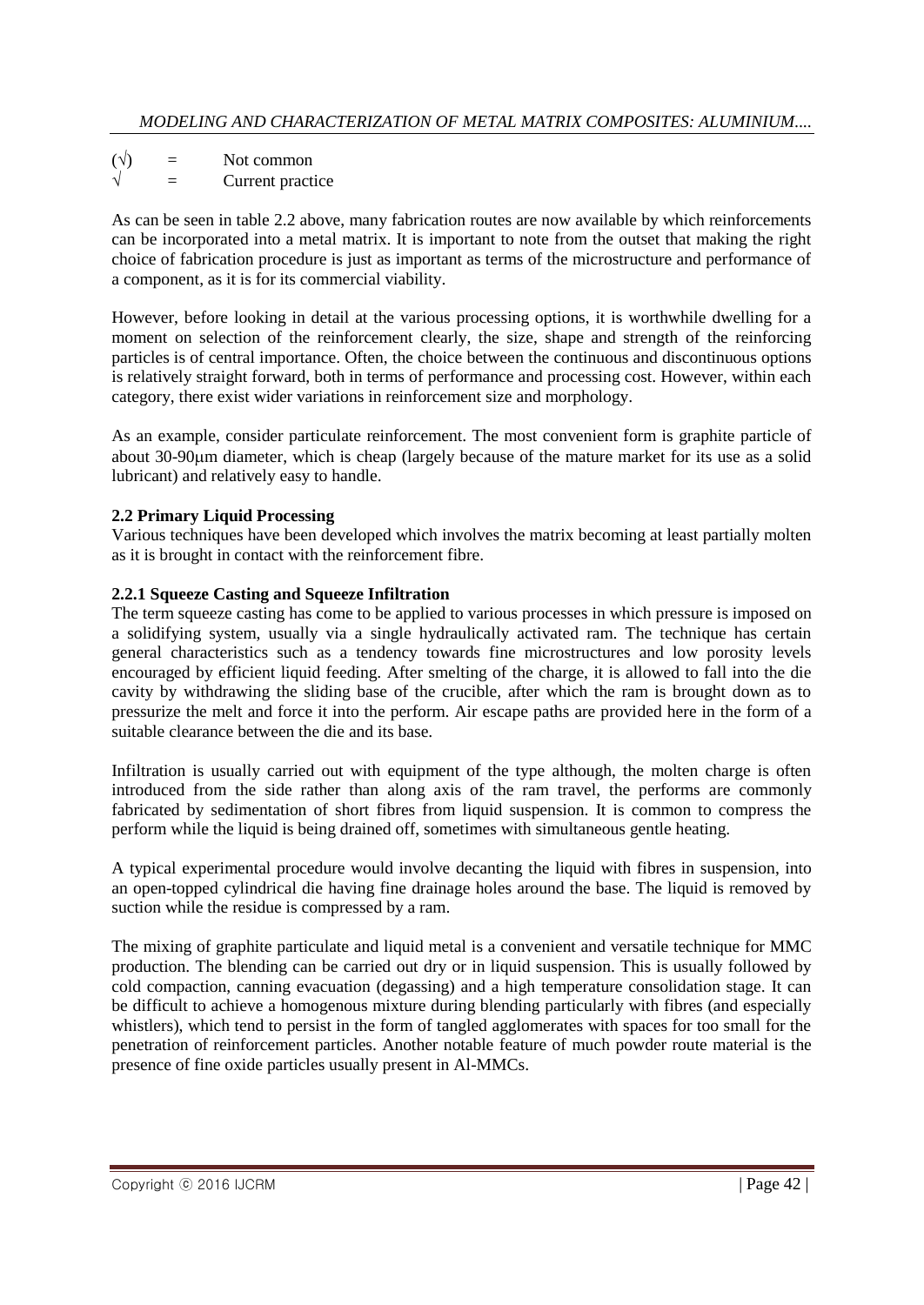(√) = Not common
√ = Current practice

As can be seen in table 2.2 above, many fabrication routes are now available by which reinforcements can be incorporated into a metal matrix. It is important to note from the outset that making the right choice of fabrication procedure is just as important as terms of the microstructure and performance of a component, as it is for its commercial viability.

However, before looking in detail at the various processing options, it is worthwhile dwelling for a moment on selection of the reinforcement clearly, the size, shape and strength of the reinforcing particles is of central importance. Often, the choice between the continuous and discontinuous options is relatively straight forward, both in terms of performance and processing cost. However, within each category, there exist wider variations in reinforcement size and morphology.

As an example, consider particulate reinforcement. The most convenient form is graphite particle of about 30-90μm diameter, which is cheap (largely because of the mature market for its use as a solid lubricant) and relatively easy to handle.

**2.2 Primary Liquid Processing**

Various techniques have been developed which involves the matrix becoming at least partially molten as it is brought in contact with the reinforcement fibre.

**2.2.1 Squeeze Casting and Squeeze Infiltration**

The term squeeze casting has come to be applied to various processes in which pressure is imposed on a solidifying system, usually via a single hydraulically activated ram. The technique has certain general characteristics such as a tendency towards fine microstructures and low porosity levels encouraged by efficient liquid feeding. After smelting of the charge, it is allowed to fall into the die cavity by withdrawing the sliding base of the crucible, after which the ram is brought down as to pressurize the melt and force it into the perform. Air escape paths are provided here in the form of a suitable clearance between the die and its base.

Infiltration is usually carried out with equipment of the type although, the molten charge is often introduced from the side rather than along axis of the ram travel, the performs are commonly fabricated by sedimentation of short fibres from liquid suspension. It is common to compress the perform while the liquid is being drained off, sometimes with simultaneous gentle heating.

A typical experimental procedure would involve decanting the liquid with fibres in suspension, into an open-topped cylindrical die having fine drainage holes around the base. The liquid is removed by suction while the residue is compressed by a ram.

The mixing of graphite particulate and liquid metal is a convenient and versatile technique for MMC production. The blending can be carried out dry or in liquid suspension. This is usually followed by cold compaction, canning evacuation (degassing) and a high temperature consolidation stage. It can be difficult to achieve a homogenous mixture during blending particularly with fibres (and especially whistlers), which tend to persist in the form of tangled agglomerates with spaces for too small for the penetration of reinforcement particles. Another notable feature of much powder route material is the presence of fine oxide particles usually present in Al-MMCs.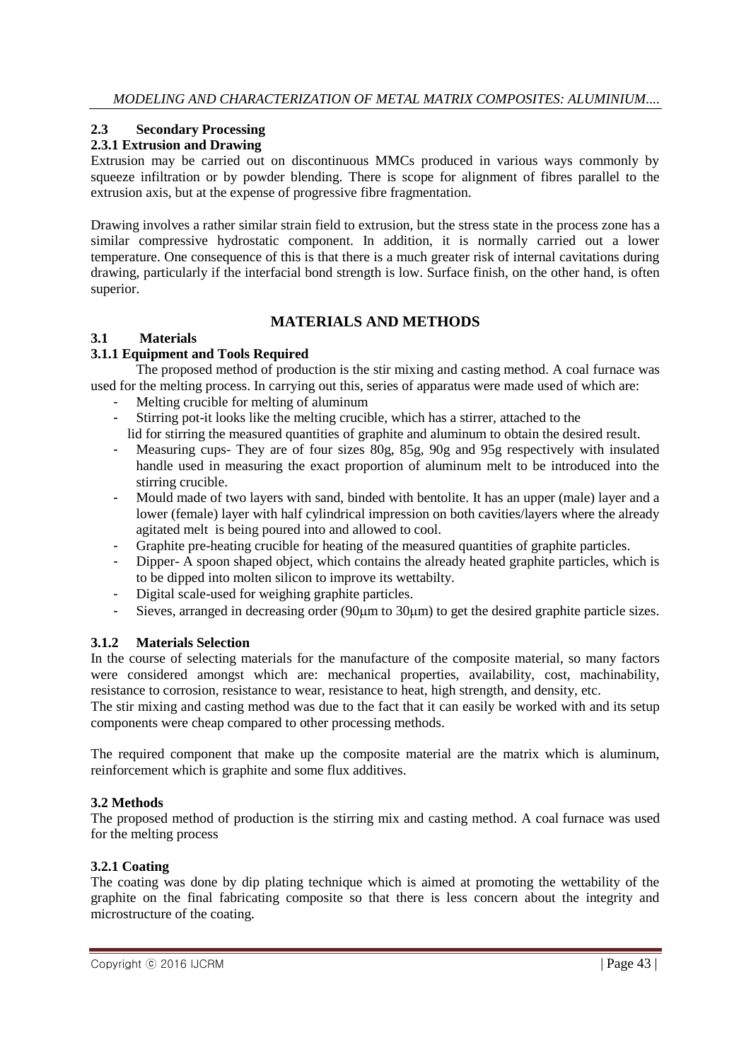### 2.3 Secondary Processing

#### 2.3.1 Extrusion and Drawing

Extrusion may be carried out on discontinuous MMCs produced in various ways commonly by squeeze infiltration or by powder blending. There is scope for alignment of fibres parallel to the extrusion axis, but at the expense of progressive fibre fragmentation.

Drawing involves a rather similar strain field to extrusion, but the stress state in the process zone has a similar compressive hydrostatic component. In addition, it is normally carried out a lower temperature. One consequence of this is that there is a much greater risk of internal cavitations during drawing, particularly if the interfacial bond strength is low. Surface finish, on the other hand, is often superior.

## MATERIALS AND METHODS

### 3.1 Materials

#### 3.1.1 Equipment and Tools Required

The proposed method of production is the stir mixing and casting method. A coal furnace was used for the melting process. In carrying out this, series of apparatus were made used of which are:

- Melting crucible for melting of aluminum
- Stirring pot-it looks like the melting crucible, which has a stirrer, attached to the lid for stirring the measured quantities of graphite and aluminum to obtain the desired result.
- Measuring cups- They are of four sizes 80g, 85g, 90g and 95g respectively with insulated handle used in measuring the exact proportion of aluminum melt to be introduced into the stirring crucible.
- Mould made of two layers with sand, binded with bentolite. It has an upper (male) layer and a lower (female) layer with half cylindrical impression on both cavities/layers where the already agitated melt is being poured into and allowed to cool.
- Graphite pre-heating crucible for heating of the measured quantities of graphite particles.
- Dipper- A spoon shaped object, which contains the already heated graphite particles, which is to be dipped into molten silicon to improve its wettabilty.
- Digital scale-used for weighing graphite particles.
- Sieves, arranged in decreasing order (90μm to 30μm) to get the desired graphite particle sizes.

#### 3.1.2 Materials Selection

In the course of selecting materials for the manufacture of the composite material, so many factors were considered amongst which are: mechanical properties, availability, cost, machinability, resistance to corrosion, resistance to wear, resistance to heat, high strength, and density, etc.
The stir mixing and casting method was due to the fact that it can easily be worked with and its setup components were cheap compared to other processing methods.

The required component that make up the composite material are the matrix which is aluminum, reinforcement which is graphite and some flux additives.

### 3.2 Methods

The proposed method of production is the stirring mix and casting method. A coal furnace was used for the melting process

#### 3.2.1 Coating

The coating was done by dip plating technique which is aimed at promoting the wettability of the graphite on the final fabricating composite so that there is less concern about the integrity and microstructure of the coating.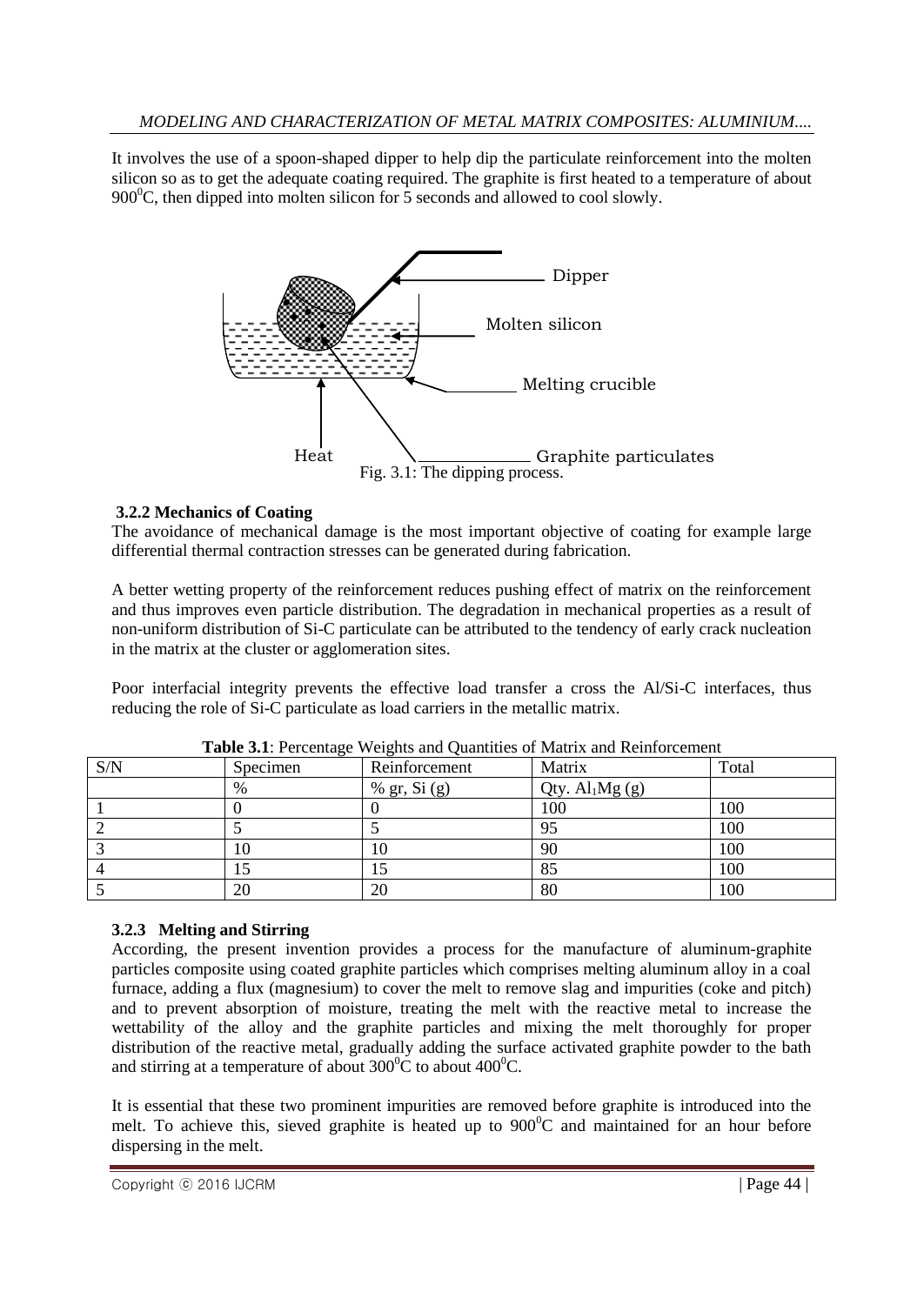It involves the use of a spoon-shaped dipper to help dip the particulate reinforcement into the molten silicon so as to get the adequate coating required. The graphite is first heated to a temperature of about $900^0$C, then dipped into molten silicon for 5 seconds and allowed to cool slowly.

Dipper

Molten silicon

Melting crucible

Heat

Graphite particulates

Fig. 3.1: The dipping process.

### 3.2.2 Mechanics of Coating

The avoidance of mechanical damage is the most important objective of coating for example large differential thermal contraction stresses can be generated during fabrication.

A better wetting property of the reinforcement reduces pushing effect of matrix on the reinforcement and thus improves even particle distribution. The degradation in mechanical properties as a result of non-uniform distribution of Si-C particulate can be attributed to the tendency of early crack nucleation in the matrix at the cluster or agglomeration sites.

Poor interfacial integrity prevents the effective load transfer a cross the Al/Si-C interfaces, thus reducing the role of Si-C particulate as load carriers in the metallic matrix.

**Table 3.1**: Percentage Weights and Quantities of Matrix and Reinforcement

| S/N | Specimen | Reinforcement | Matrix | Total |
|---|---|---|---|---|
| | % | % gr, Si (g) | Qty. $Al_1Mg$ (g) | |
| 1 | 0 | 0 | 100 | 100 |
| 2 | 5 | 5 | 95 | 100 |
| 3 | 10 | 10 | 90 | 100 |
| 4 | 15 | 15 | 85 | 100 |
| 5 | 20 | 20 | 80 | 100 |

### 3.2.3 Melting and Stirring

According, the present invention provides a process for the manufacture of aluminum-graphite particles composite using coated graphite particles which comprises melting aluminum alloy in a coal furnace, adding a flux (magnesium) to cover the melt to remove slag and impurities (coke and pitch) and to prevent absorption of moisture, treating the melt with the reactive metal to increase the wettability of the alloy and the graphite particles and mixing the melt thoroughly for proper distribution of the reactive metal, gradually adding the surface activated graphite powder to the bath and stirring at a temperature of about $300^0$C to about $400^0$C.

It is essential that these two prominent impurities are removed before graphite is introduced into the melt. To achieve this, sieved graphite is heated up to $900^0$C and maintained for an hour before dispersing in the melt.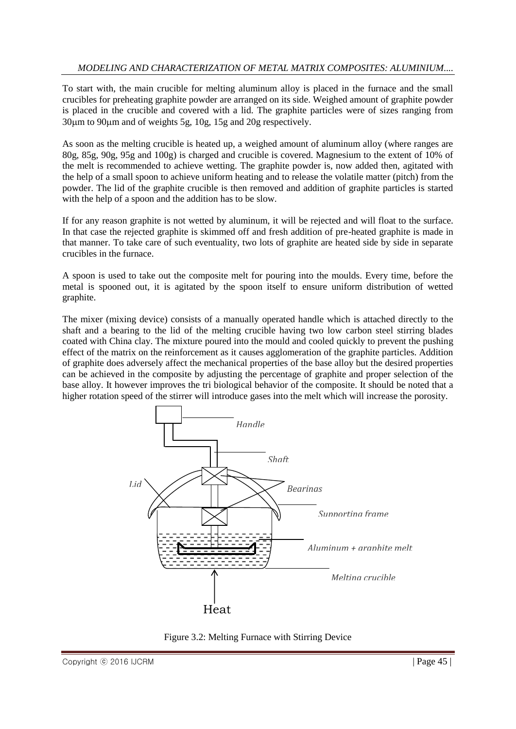To start with, the main crucible for melting aluminum alloy is placed in the furnace and the small crucibles for preheating graphite powder are arranged on its side. Weighed amount of graphite powder is placed in the crucible and covered with a lid. The graphite particles were of sizes ranging from 30μm to 90μm and of weights 5g, 10g, 15g and 20g respectively.

As soon as the melting crucible is heated up, a weighed amount of aluminum alloy (where ranges are 80g, 85g, 90g, 95g and 100g) is charged and crucible is covered. Magnesium to the extent of 10% of the melt is recommended to achieve wetting. The graphite powder is, now added then, agitated with the help of a small spoon to achieve uniform heating and to release the volatile matter (pitch) from the powder. The lid of the graphite crucible is then removed and addition of graphite particles is started with the help of a spoon and the addition has to be slow.

If for any reason graphite is not wetted by aluminum, it will be rejected and will float to the surface. In that case the rejected graphite is skimmed off and fresh addition of pre-heated graphite is made in that manner. To take care of such eventuality, two lots of graphite are heated side by side in separate crucibles in the furnace.

A spoon is used to take out the composite melt for pouring into the moulds. Every time, before the metal is spooned out, it is agitated by the spoon itself to ensure uniform distribution of wetted graphite.

The mixer (mixing device) consists of a manually operated handle which is attached directly to the shaft and a bearing to the lid of the melting crucible having two low carbon steel stirring blades coated with China clay. The mixture poured into the mould and cooled quickly to prevent the pushing effect of the matrix on the reinforcement as it causes agglomeration of the graphite particles. Addition of graphite does adversely affect the mechanical properties of the base alloy but the desired properties can be achieved in the composite by adjusting the percentage of graphite and proper selection of the base alloy. It however improves the tri biological behavior of the composite. It should be noted that a higher rotation speed of the stirrer will introduce gases into the melt which will increase the porosity.

Figure 3.2: Melting Furnace with Stirring Device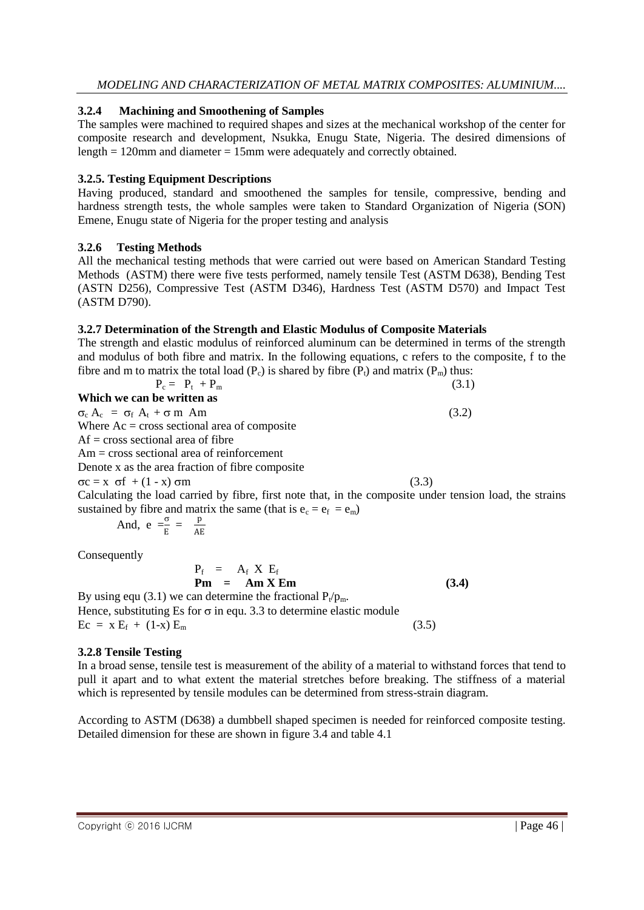### 3.2.4 Machining and Smoothening of Samples

The samples were machined to required shapes and sizes at the mechanical workshop of the center for composite research and development, Nsukka, Enugu State, Nigeria. The desired dimensions of length = 120mm and diameter = 15mm were adequately and correctly obtained.

### 3.2.5. Testing Equipment Descriptions

Having produced, standard and smoothened the samples for tensile, compressive, bending and hardness strength tests, the whole samples were taken to Standard Organization of Nigeria (SON) Emene, Enugu state of Nigeria for the proper testing and analysis

### 3.2.6 Testing Methods

All the mechanical testing methods that were carried out were based on American Standard Testing Methods (ASTM) there were five tests performed, namely tensile Test (ASTM D638), Bending Test (ASTN D256), Compressive Test (ASTM D346), Hardness Test (ASTM D570) and Impact Test (ASTM D790).

### 3.2.7 Determination of the Strength and Elastic Modulus of Composite Materials

The strength and elastic modulus of reinforced aluminum can be determined in terms of the strength and modulus of both fibre and matrix. In the following equations, c refers to the composite, f to the fibre and m to matrix the total load ($P_c$) is shared by fibre ($P_f$) and matrix ($P_m$) thus:

$$P_c = P_t + P_m \quad (3.1)$$

**Which we can be written as**

$$\sigma_c A_c = \sigma_f A_t + \sigma_m Am \quad (3.2)$$

Where Ac = cross sectional area of composite

Af = cross sectional area of fibre

Am = cross sectional area of reinforcement

Denote x as the area fraction of fibre composite

$$\sigma c = x \ \sigma f + (1 - x) \sigma m \quad (3.3)$$

Calculating the load carried by fibre, first note that, in the composite under tension load, the strains sustained by fibre and matrix the same (that is $e_c = e_f = e_m$)

And, $e = \frac{\sigma}{E} = \frac{p}{AE}$

Consequently

$$P_f = A_f \ X \ E_f$$

$$\mathbf{Pm = Am \ X \ Em} \quad \mathbf{(3.4)}$$

By using equ (3.1) we can determine the fractional $P_f/p_m$.

Hence, substituting Es for $\sigma$ in equ. 3.3 to determine elastic module

$$Ec = x E_f + (1\text{-}x) E_m \quad (3.5)$$

### 3.2.8 Tensile Testing

In a broad sense, tensile test is measurement of the ability of a material to withstand forces that tend to pull it apart and to what extent the material stretches before breaking. The stiffness of a material which is represented by tensile modules can be determined from stress-strain diagram.

According to ASTM (D638) a dumbbell shaped specimen is needed for reinforced composite testing. Detailed dimension for these are shown in figure 3.4 and table 4.1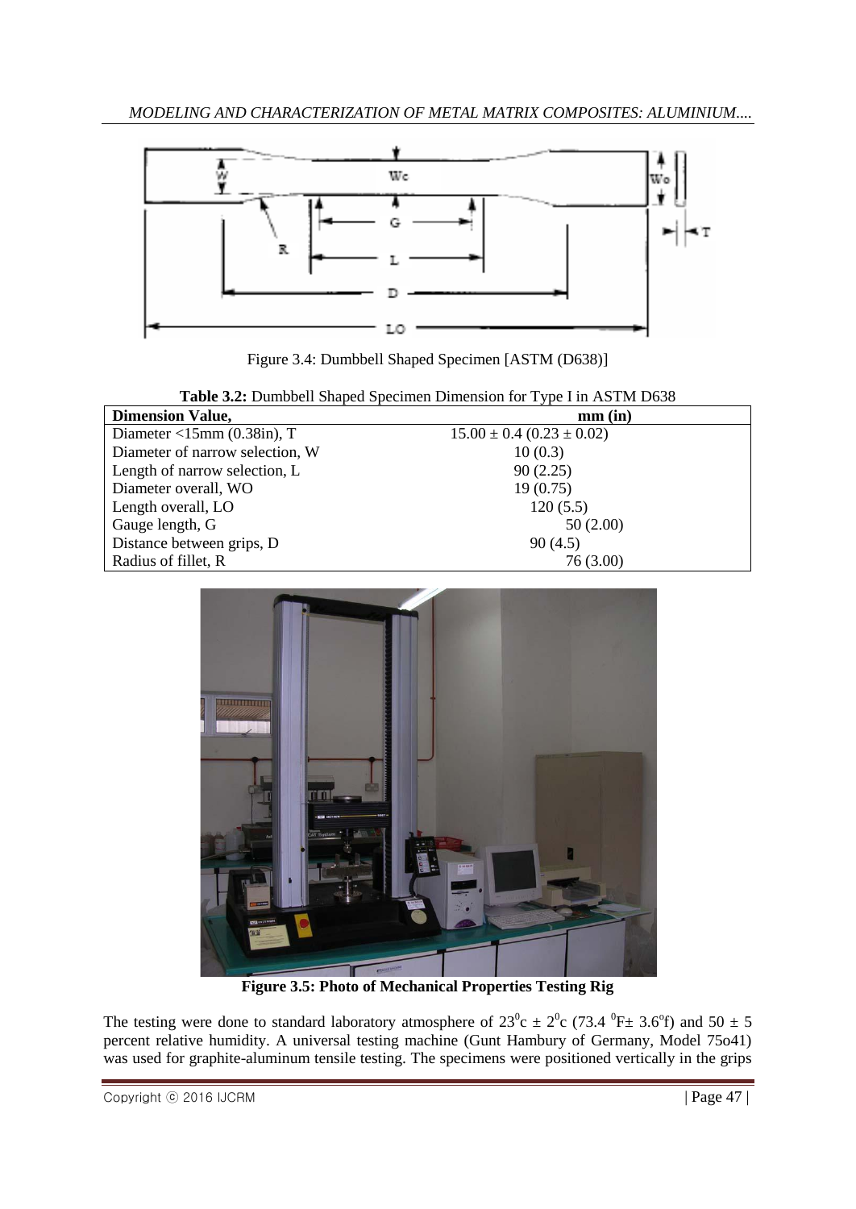Figure 3.4: Dumbbell Shaped Specimen [ASTM (D638)]

**Table 3.2:** Dumbbell Shaped Specimen Dimension for Type I in ASTM D638

| **Dimension Value,** | **mm (in)** |
|---|---|
| Diameter <15mm (0.38in), T | 15.00 ± 0.4 (0.23 ± 0.02) |
| Diameter of narrow selection, W | 10 (0.3) |
| Length of narrow selection, L | 90 (2.25) |
| Diameter overall, WO | 19 (0.75) |
| Length overall, LO | 120 (5.5) |
| Gauge length, G | 50 (2.00) |
| Distance between grips, D | 90 (4.5) |
| Radius of fillet, R | 76 (3.00) |

**Figure 3.5: Photo of Mechanical Properties Testing Rig**

The testing were done to standard laboratory atmosphere of $23^0c \pm 2^0c$ ($73.4\ ^0F \pm 3.6^of$) and $50 \pm 5$ percent relative humidity. A universal testing machine (Gunt Hambury of Germany, Model 75o41) was used for graphite-aluminum tensile testing. The specimens were positioned vertically in the grips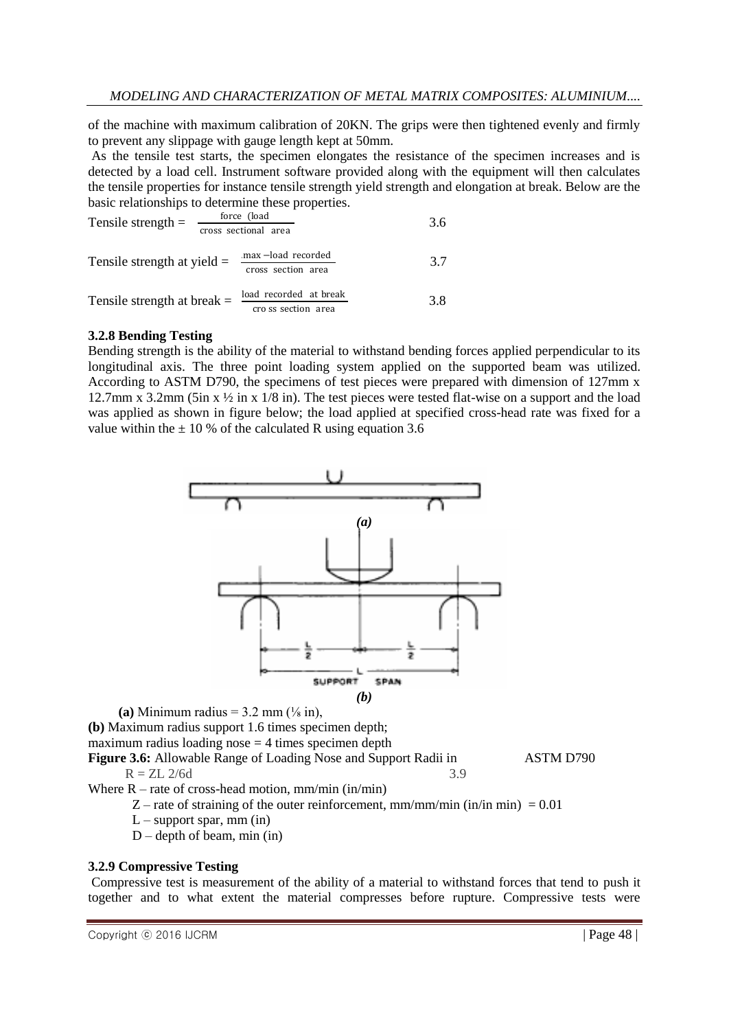of the machine with maximum calibration of 20KN. The grips were then tightened evenly and firmly to prevent any slippage with gauge length kept at 50mm.

As the tensile test starts, the specimen elongates the resistance of the specimen increases and is detected by a load cell. Instrument software provided along with the equipment will then calculates the tensile properties for instance tensile strength yield strength and elongation at break. Below are the basic relationships to determine these properties.

$$\text{Tensile strength} = \frac{\text{force (load}}{\text{cross sectional area}} \quad 3.6$$

$$\text{Tensile strength at yield} = \frac{\text{max} - \text{load recorded}}{\text{cross section area}} \quad 3.7$$

$$\text{Tensile strength at break} = \frac{\text{load recorded at break}}{\text{cross section area}} \quad 3.8$$

### 3.2.8 Bending Testing

Bending strength is the ability of the material to withstand bending forces applied perpendicular to its longitudinal axis. The three point loading system applied on the supported beam was utilized. According to ASTM D790, the specimens of test pieces were prepared with dimension of 127mm x 12.7mm x 3.2mm (5in x ½ in x 1/8 in). The test pieces were tested flat-wise on a support and the load was applied as shown in figure below; the load applied at specified cross-head rate was fixed for a value within the ± 10 % of the calculated R using equation 3.6

(a)

(b)

**(a)** Minimum radius = 3.2 mm (⅛ in),
**(b)** Maximum radius support 1.6 times specimen depth;
maximum radius loading nose = 4 times specimen depth

**Figure 3.6:** Allowable Range of Loading Nose and Support Radii in ASTM D790

$$R = ZL\ 2/6d \quad 3.9$$

Where R – rate of cross-head motion, mm/min (in/min)

Z – rate of straining of the outer reinforcement, mm/mm/min (in/in min) = 0.01

L – support spar, mm (in)

D – depth of beam, min (in)

### 3.2.9 Compressive Testing

Compressive test is measurement of the ability of a material to withstand forces that tend to push it together and to what extent the material compresses before rupture. Compressive tests were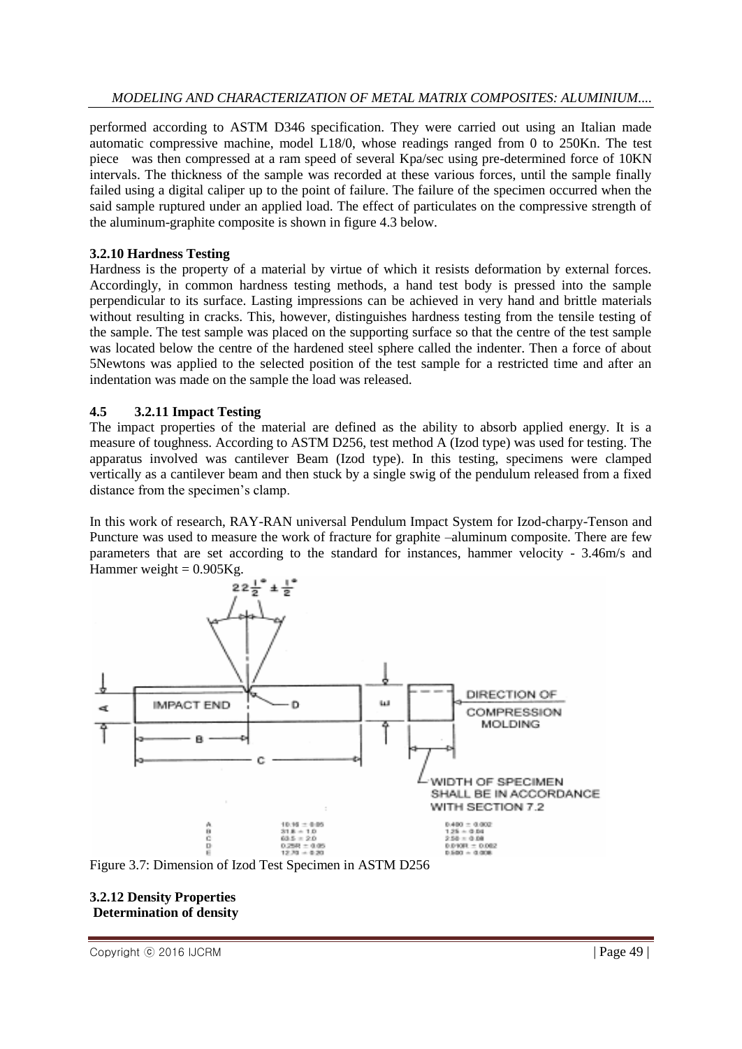performed according to ASTM D346 specification. They were carried out using an Italian made automatic compressive machine, model L18/0, whose readings ranged from 0 to 250Kn. The test piece was then compressed at a ram speed of several Kpa/sec using pre-determined force of 10KN intervals. The thickness of the sample was recorded at these various forces, until the sample finally failed using a digital caliper up to the point of failure. The failure of the specimen occurred when the said sample ruptured under an applied load. The effect of particulates on the compressive strength of the aluminum-graphite composite is shown in figure 4.3 below.

### 3.2.10 Hardness Testing

Hardness is the property of a material by virtue of which it resists deformation by external forces. Accordingly, in common hardness testing methods, a hand test body is pressed into the sample perpendicular to its surface. Lasting impressions can be achieved in very hand and brittle materials without resulting in cracks. This, however, distinguishes hardness testing from the tensile testing of the sample. The test sample was placed on the supporting surface so that the centre of the test sample was located below the centre of the hardened steel sphere called the indenter. Then a force of about 5Newtons was applied to the selected position of the test sample for a restricted time and after an indentation was made on the sample the load was released.

### 4.5 3.2.11 Impact Testing

The impact properties of the material are defined as the ability to absorb applied energy. It is a measure of toughness. According to ASTM D256, test method A (Izod type) was used for testing. The apparatus involved was cantilever Beam (Izod type). In this testing, specimens were clamped vertically as a cantilever beam and then stuck by a single swig of the pendulum released from a fixed distance from the specimen's clamp.

In this work of research, RAY-RAN universal Pendulum Impact System for Izod-charpy-Tenson and Puncture was used to measure the work of fracture for graphite –aluminum composite. There are few parameters that are set according to the standard for instances, hammer velocity - 3.46m/s and Hammer weight = 0.905Kg.

$22\frac{1}{2}° \pm \frac{1}{2}°$

IMPACT END — D — DIRECTION OF COMPRESSION MOLDING

WIDTH OF SPECIMEN SHALL BE IN ACCORDANCE WITH SECTION 7.2

| | mm | in. |
|---|---|---|
| A | 10.16 ± 0.05 | 0.400 ± 0.002 |
| B | 31.8 ± 1.0 | 1.25 ± 0.04 |
| C | 63.5 ± 2.0 | 2.50 ± 0.08 |
| D | 0.25R ± 0.05 | 0.010R ± 0.002 |
| E | 12.70 ± 0.20 | 0.500 ± 0.008 |

Figure 3.7: Dimension of Izod Test Specimen in ASTM D256

### 3.2.12 Density Properties

**Determination of density**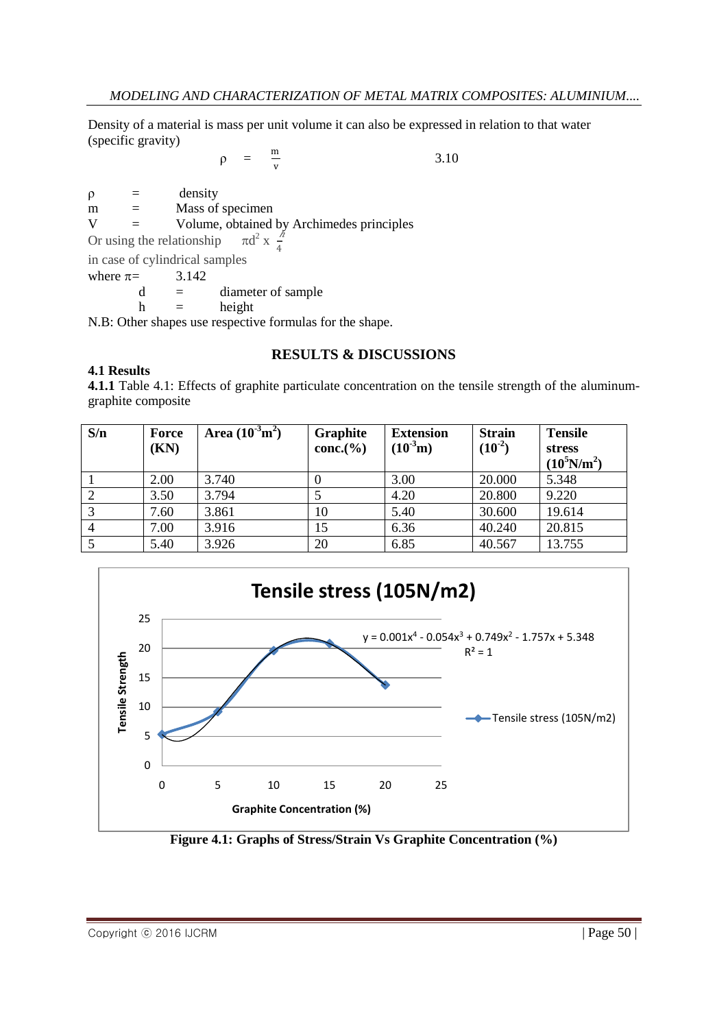Density of a material is mass per unit volume it can also be expressed in relation to that water (specific gravity)

$$\rho = \frac{m}{v} \qquad 3.10$$

$\rho$ = density

m = Mass of specimen

V = Volume, obtained by Archimedes principles

Or using the relationship $\pi d^2 \times \frac{h}{4}$

in case of cylindrical samples

where $\pi$ = 3.142

d = diameter of sample

h = height

N.B: Other shapes use respective formulas for the shape.

## RESULTS & DISCUSSIONS

### 4.1 Results

**4.1.1** Table 4.1: Effects of graphite particulate concentration on the tensile strength of the aluminum-graphite composite

| S/n | Force (KN) | Area ($10^{-3}m^2$) | Graphite conc.(%) | Extension ($10^{-3}$m) | Strain ($10^{-2}$) | Tensile stress ($10^5N/m^2$) |
|---|---|---|---|---|---|---|
| 1 | 2.00 | 3.740 | 0 | 3.00 | 20.000 | 5.348 |
| 2 | 3.50 | 3.794 | 5 | 4.20 | 20.800 | 9.220 |
| 3 | 7.60 | 3.861 | 10 | 5.40 | 30.600 | 19.614 |
| 4 | 7.00 | 3.916 | 15 | 6.36 | 40.240 | 20.815 |
| 5 | 5.40 | 3.926 | 20 | 6.85 | 40.567 | 13.755 |

**Figure 4.1: Graphs of Stress/Strain Vs Graphite Concentration (%)**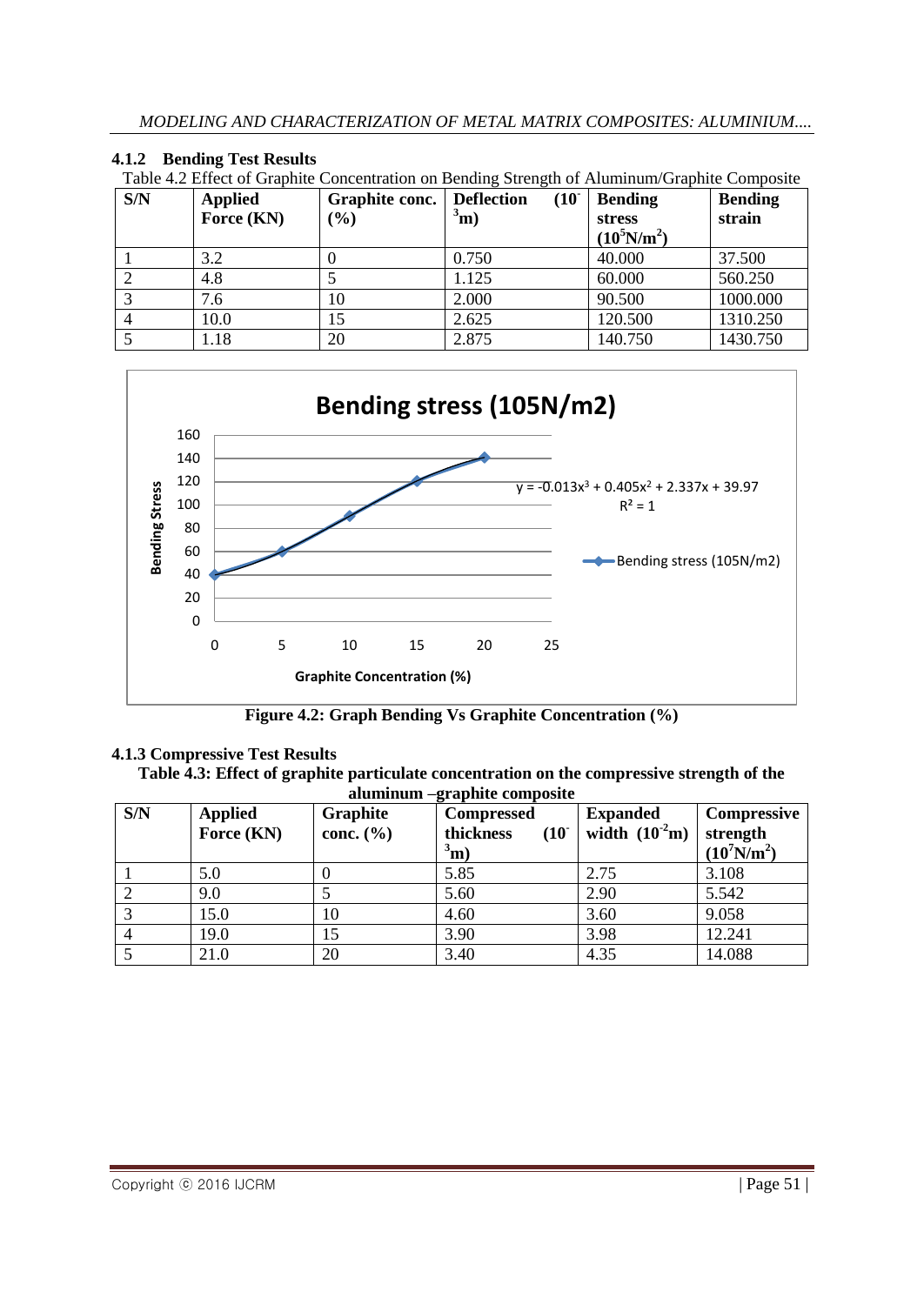### 4.1.2 Bending Test Results

Table 4.2 Effect of Graphite Concentration on Bending Strength of Aluminum/Graphite Composite

| S/N | Applied Force (KN) | Graphite conc. (%) | Deflection ($10^{-3}$m) | Bending stress ($10^5$N/m$^2$) | Bending strain |
|---|---|---|---|---|---|
| 1 | 3.2 | 0 | 0.750 | 40.000 | 37.500 |
| 2 | 4.8 | 5 | 1.125 | 60.000 | 560.250 |
| 3 | 7.6 | 10 | 2.000 | 90.500 | 1000.000 |
| 4 | 10.0 | 15 | 2.625 | 120.500 | 1310.250 |
| 5 | 1.18 | 20 | 2.875 | 140.750 | 1430.750 |

**Figure 4.2: Graph Bending Vs Graphite Concentration (%)**

### 4.1.3 Compressive Test Results

**Table 4.3: Effect of graphite particulate concentration on the compressive strength of the aluminum –graphite composite**

| S/N | Applied Force (KN) | Graphite conc. (%) | Compressed thickness ($10^{-3}$m) | Expanded width ($10^{-2}$m) | Compressive strength ($10^7$N/m$^2$) |
|---|---|---|---|---|---|
| 1 | 5.0 | 0 | 5.85 | 2.75 | 3.108 |
| 2 | 9.0 | 5 | 5.60 | 2.90 | 5.542 |
| 3 | 15.0 | 10 | 4.60 | 3.60 | 9.058 |
| 4 | 19.0 | 15 | 3.90 | 3.98 | 12.241 |
| 5 | 21.0 | 20 | 3.40 | 4.35 | 14.088 |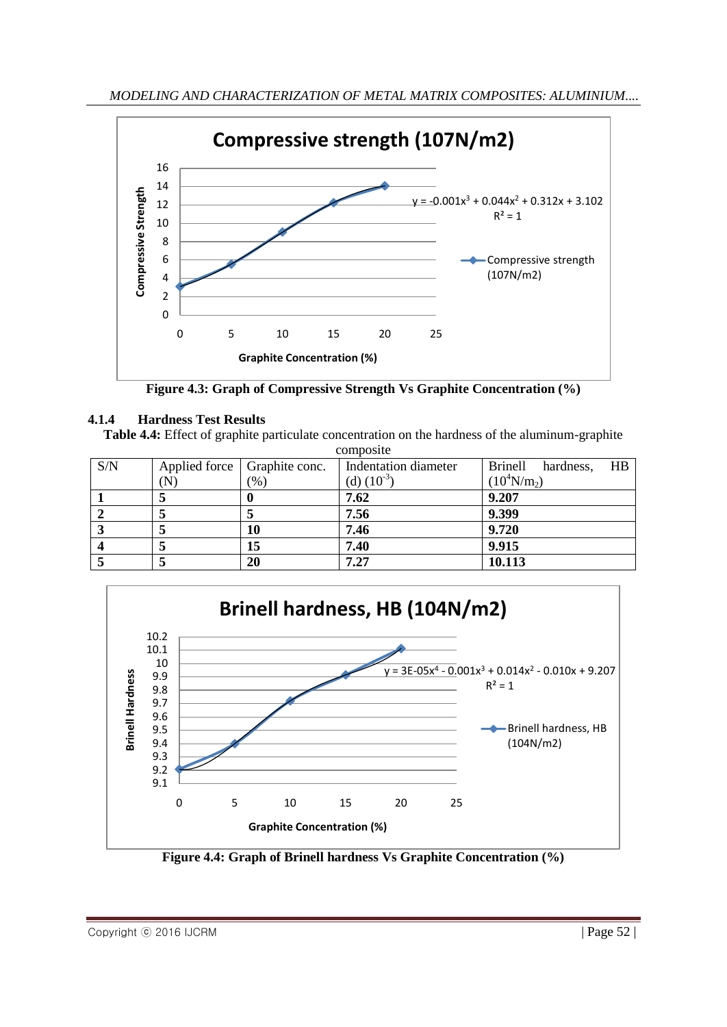Figure 4.3: Graph of Compressive Strength Vs Graphite Concentration (%)

### 4.1.4 Hardness Test Results

**Table 4.4:** Effect of graphite particulate concentration on the hardness of the aluminum-graphite composite

| S/N | Applied force (N) | Graphite conc. (%) | Indentation diameter (d) $(10^{-3})$ | Brinell hardness, HB $(10^4 N/m_2)$ |
|---|---|---|---|---|
| **1** | **5** | **0** | **7.62** | **9.207** |
| **2** | **5** | **5** | **7.56** | **9.399** |
| **3** | **5** | **10** | **7.46** | **9.720** |
| **4** | **5** | **15** | **7.40** | **9.915** |
| **5** | **5** | **20** | **7.27** | **10.113** |

**Figure 4.4: Graph of Brinell hardness Vs Graphite Concentration (%)**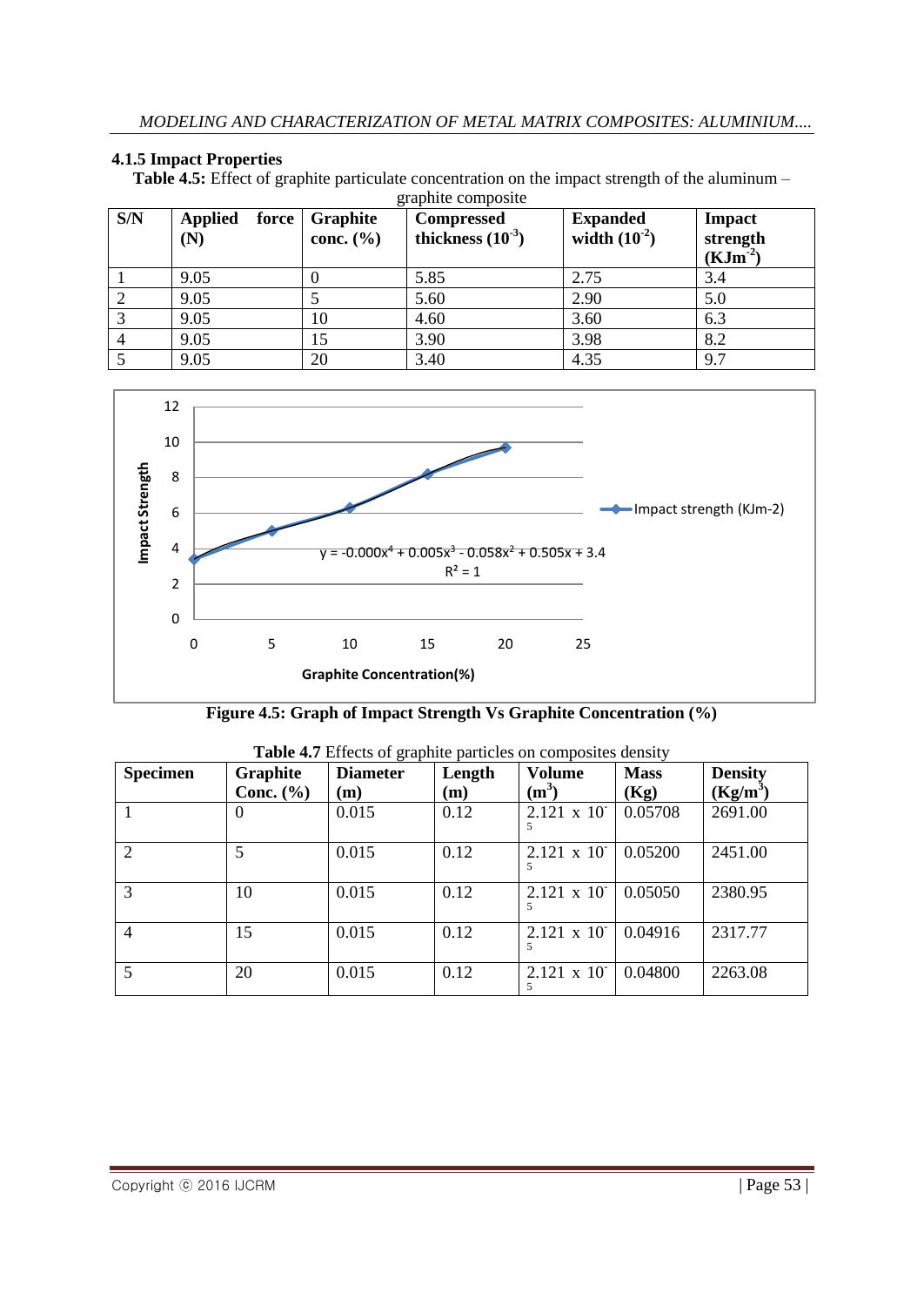### 4.1.5 Impact Properties

**Table 4.5:** Effect of graphite particulate concentration on the impact strength of the aluminum – graphite composite

| S/N | Applied force (N) | Graphite conc. (%) | Compressed thickness ($10^{-3}$) | Expanded width ($10^{-2}$) | Impact strength ($KJm^{-2}$) |
|---|---|---|---|---|---|
| 1 | 9.05 | 0 | 5.85 | 2.75 | 3.4 |
| 2 | 9.05 | 5 | 5.60 | 2.90 | 5.0 |
| 3 | 9.05 | 10 | 4.60 | 3.60 | 6.3 |
| 4 | 9.05 | 15 | 3.90 | 3.98 | 8.2 |
| 5 | 9.05 | 20 | 3.40 | 4.35 | 9.7 |

$$y = -0.000x^4 + 0.005x^3 - 0.058x^2 + 0.505x + 3.4$$
$$R^2 = 1$$

**Figure 4.5: Graph of Impact Strength Vs Graphite Concentration (%)**

**Table 4.7** Effects of graphite particles on composites density

| Specimen | Graphite Conc. (%) | Diameter (m) | Length (m) | Volume ($m^3$) | Mass (Kg) | Density ($Kg/m^3$) |
|---|---|---|---|---|---|---|
| 1 | 0 | 0.015 | 0.12 | $2.121 \times 10^{-5}$ | 0.05708 | 2691.00 |
| 2 | 5 | 0.015 | 0.12 | $2.121 \times 10^{-5}$ | 0.05200 | 2451.00 |
| 3 | 10 | 0.015 | 0.12 | $2.121 \times 10^{-5}$ | 0.05050 | 2380.95 |
| 4 | 15 | 0.015 | 0.12 | $2.121 \times 10^{-5}$ | 0.04916 | 2317.77 |
| 5 | 20 | 0.015 | 0.12 | $2.121 \times 10^{-5}$ | 0.04800 | 2263.08 |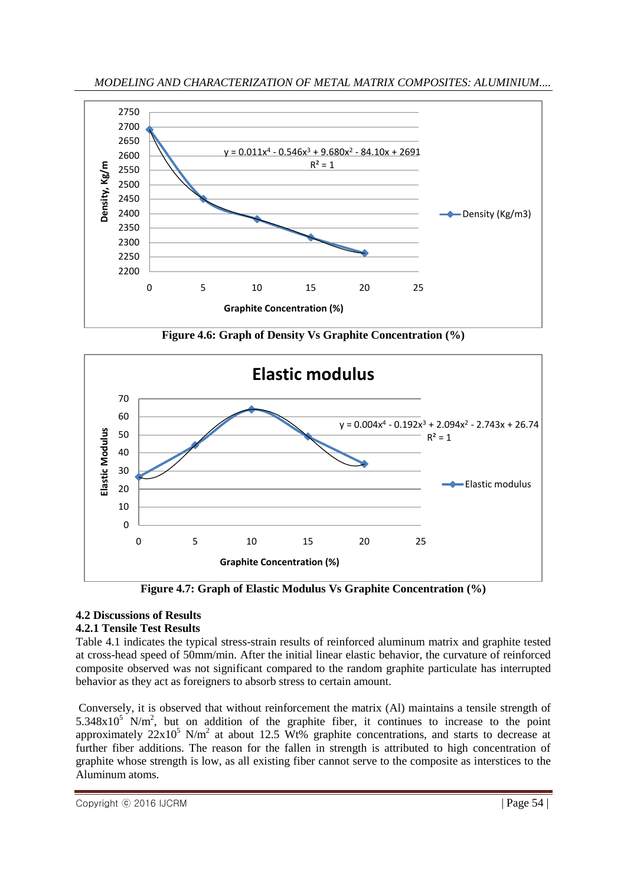Figure 4.6: Graph of Density Vs Graphite Concentration (%)

Figure 4.7: Graph of Elastic Modulus Vs Graphite Concentration (%)

## 4.2 Discussions of Results

### 4.2.1 Tensile Test Results

Table 4.1 indicates the typical stress-strain results of reinforced aluminum matrix and graphite tested at cross-head speed of 50mm/min. After the initial linear elastic behavior, the curvature of reinforced composite observed was not significant compared to the random graphite particulate has interrupted behavior as they act as foreigners to absorb stress to certain amount.

Conversely, it is observed that without reinforcement the matrix (Al) maintains a tensile strength of $5.348 \times 10^5$ N/m$^2$, but on addition of the graphite fiber, it continues to increase to the point approximately $22 \times 10^5$ N/m$^2$ at about 12.5 Wt% graphite concentrations, and starts to decrease at further fiber additions. The reason for the fallen in strength is attributed to high concentration of graphite whose strength is low, as all existing fiber cannot serve to the composite as interstices to the Aluminum atoms.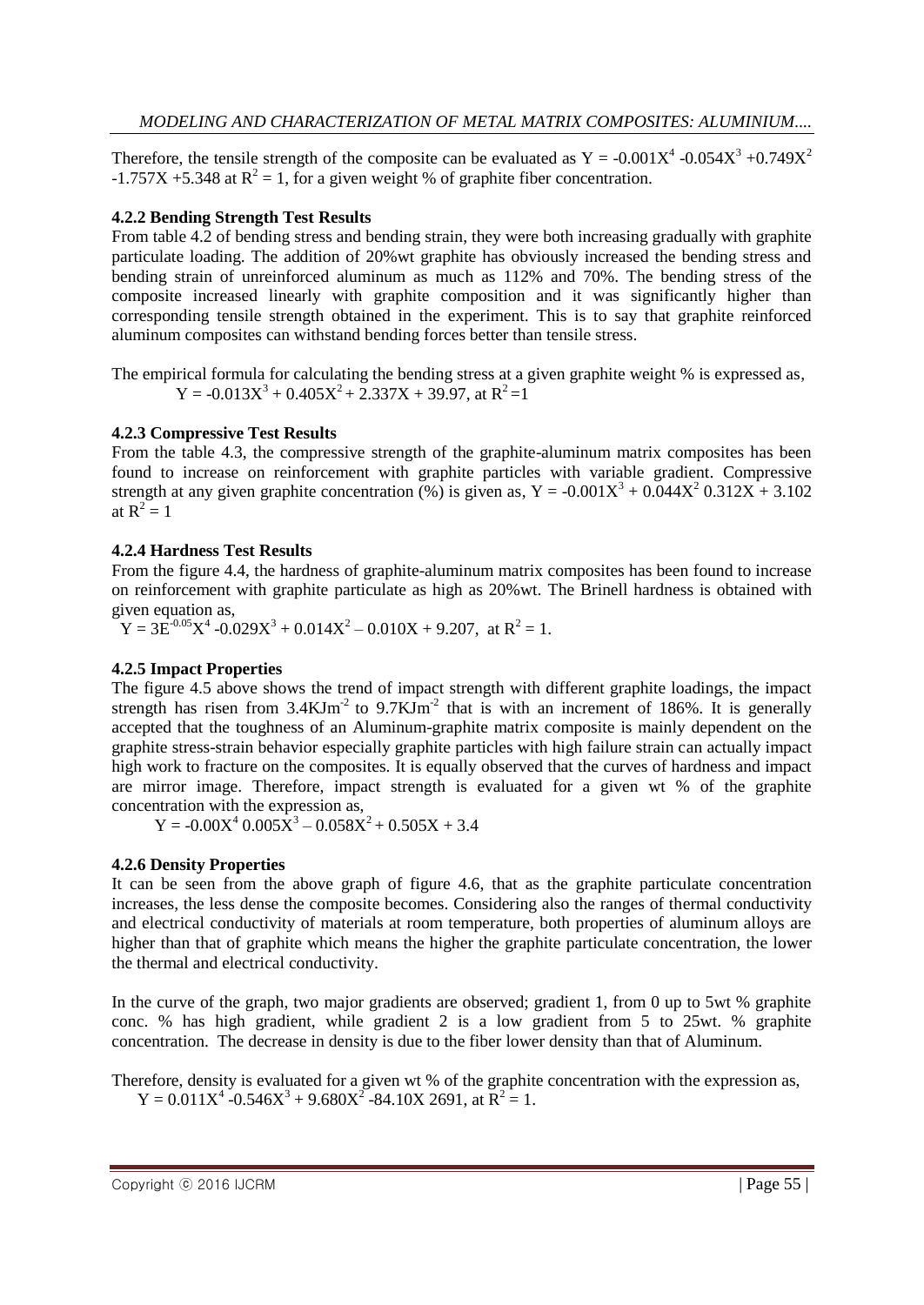Therefore, the tensile strength of the composite can be evaluated as $Y = -0.001X^4 -0.054X^3 +0.749X^2 -1.757X +5.348$ at $R^2 = 1$, for a given weight % of graphite fiber concentration.

#### 4.2.2 Bending Strength Test Results

From table 4.2 of bending stress and bending strain, they were both increasing gradually with graphite particulate loading. The addition of 20%wt graphite has obviously increased the bending stress and bending strain of unreinforced aluminum as much as 112% and 70%. The bending stress of the composite increased linearly with graphite composition and it was significantly higher than corresponding tensile strength obtained in the experiment. This is to say that graphite reinforced aluminum composites can withstand bending forces better than tensile stress.

The empirical formula for calculating the bending stress at a given graphite weight % is expressed as,

$Y = -0.013X^3 + 0.405X^2 + 2.337X + 39.97$, at $R^2 =1$

#### 4.2.3 Compressive Test Results

From the table 4.3, the compressive strength of the graphite-aluminum matrix composites has been found to increase on reinforcement with graphite particles with variable gradient. Compressive strength at any given graphite concentration (%) is given as, $Y = -0.001X^3 + 0.044X^2\ 0.312X + 3.102$ at $R^2 = 1$

#### 4.2.4 Hardness Test Results

From the figure 4.4, the hardness of graphite-aluminum matrix composites has been found to increase on reinforcement with graphite particulate as high as 20%wt. The Brinell hardness is obtained with given equation as,

$Y = 3E^{-0.05}X^4 -0.029X^3 + 0.014X^2 - 0.010X + 9.207$, at $R^2 = 1$.

#### 4.2.5 Impact Properties

The figure 4.5 above shows the trend of impact strength with different graphite loadings, the impact strength has risen from $3.4KJm^{-2}$ to $9.7KJm^{-2}$ that is with an increment of 186%. It is generally accepted that the toughness of an Aluminum-graphite matrix composite is mainly dependent on the graphite stress-strain behavior especially graphite particles with high failure strain can actually impact high work to fracture on the composites. It is equally observed that the curves of hardness and impact are mirror image. Therefore, impact strength is evaluated for a given wt % of the graphite concentration with the expression as,

$Y = -0.00X^4\ 0.005X^3 - 0.058X^2 + 0.505X + 3.4$

#### 4.2.6 Density Properties

It can be seen from the above graph of figure 4.6, that as the graphite particulate concentration increases, the less dense the composite becomes. Considering also the ranges of thermal conductivity and electrical conductivity of materials at room temperature, both properties of aluminum alloys are higher than that of graphite which means the higher the graphite particulate concentration, the lower the thermal and electrical conductivity.

In the curve of the graph, two major gradients are observed; gradient 1, from 0 up to 5wt % graphite conc. % has high gradient, while gradient 2 is a low gradient from 5 to 25wt. % graphite concentration. The decrease in density is due to the fiber lower density than that of Aluminum.

Therefore, density is evaluated for a given wt % of the graphite concentration with the expression as,

$Y = 0.011X^4 -0.546X^3 + 9.680X^2 -84.10X\ 2691$, at $R^2 = 1$.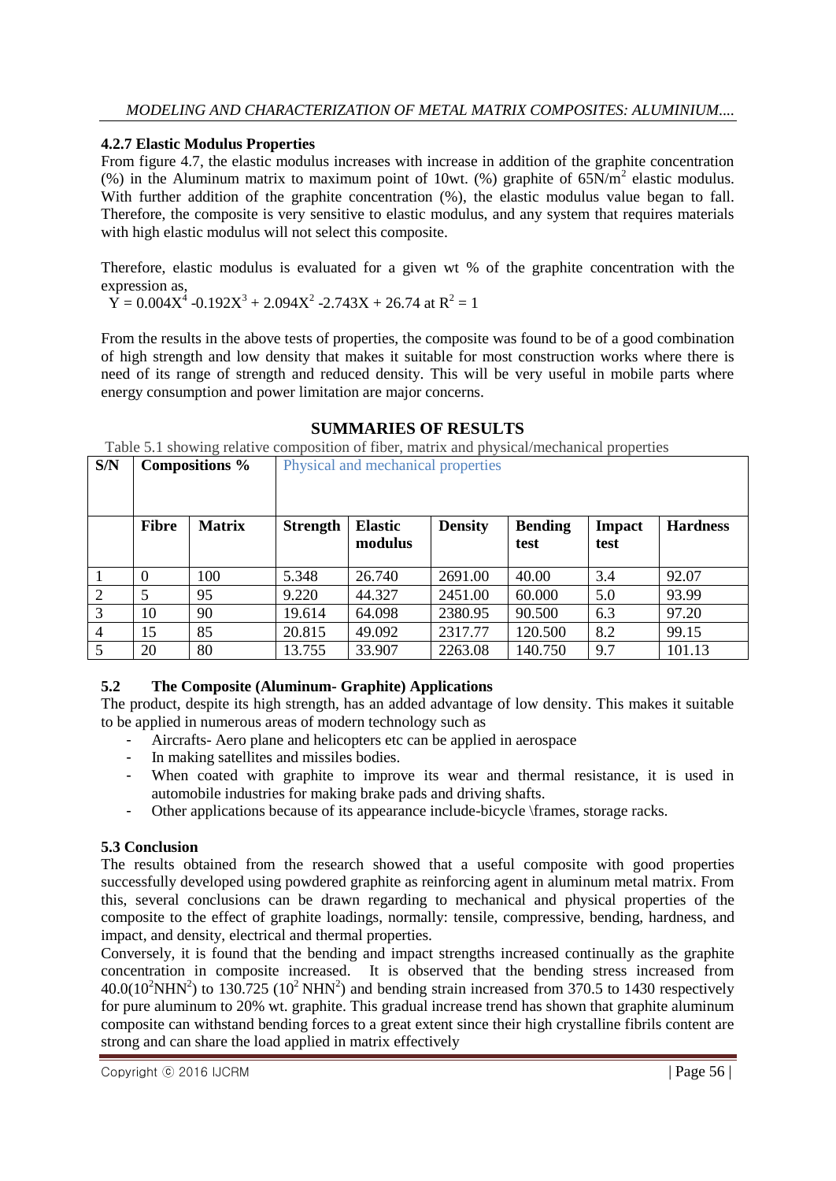### 4.2.7 Elastic Modulus Properties

From figure 4.7, the elastic modulus increases with increase in addition of the graphite concentration (%) in the Aluminum matrix to maximum point of 10wt. (%) graphite of $65N/m^2$ elastic modulus. With further addition of the graphite concentration (%), the elastic modulus value began to fall. Therefore, the composite is very sensitive to elastic modulus, and any system that requires materials with high elastic modulus will not select this composite.

Therefore, elastic modulus is evaluated for a given wt % of the graphite concentration with the expression as,

$Y = 0.004X^4 - 0.192X^3 + 2.094X^2 - 2.743X + 26.74$ at $R^2 = 1$

From the results in the above tests of properties, the composite was found to be of a good combination of high strength and low density that makes it suitable for most construction works where there is need of its range of strength and reduced density. This will be very useful in mobile parts where energy consumption and power limitation are major concerns.

## SUMMARIES OF RESULTS

Table 5.1 showing relative composition of fiber, matrix and physical/mechanical properties

| S/N | Compositions % | | Physical and mechanical properties | | | | | |
|---|---|---|---|---|---|---|---|---|
| | **Fibre** | **Matrix** | **Strength** | **Elastic modulus** | **Density** | **Bending test** | **Impact test** | **Hardness** |
| 1 | 0 | 100 | 5.348 | 26.740 | 2691.00 | 40.00 | 3.4 | 92.07 |
| 2 | 5 | 95 | 9.220 | 44.327 | 2451.00 | 60.000 | 5.0 | 93.99 |
| 3 | 10 | 90 | 19.614 | 64.098 | 2380.95 | 90.500 | 6.3 | 97.20 |
| 4 | 15 | 85 | 20.815 | 49.092 | 2317.77 | 120.500 | 8.2 | 99.15 |
| 5 | 20 | 80 | 13.755 | 33.907 | 2263.08 | 140.750 | 9.7 | 101.13 |

### 5.2 The Composite (Aluminum- Graphite) Applications

The product, despite its high strength, has an added advantage of low density. This makes it suitable to be applied in numerous areas of modern technology such as

- Aircrafts- Aero plane and helicopters etc can be applied in aerospace
- In making satellites and missiles bodies.
- When coated with graphite to improve its wear and thermal resistance, it is used in automobile industries for making brake pads and driving shafts.
- Other applications because of its appearance include-bicycle \frames, storage racks.

### 5.3 Conclusion

The results obtained from the research showed that a useful composite with good properties successfully developed using powdered graphite as reinforcing agent in aluminum metal matrix. From this, several conclusions can be drawn regarding to mechanical and physical properties of the composite to the effect of graphite loadings, normally: tensile, compressive, bending, hardness, and impact, and density, electrical and thermal properties.

Conversely, it is found that the bending and impact strengths increased continually as the graphite concentration in composite increased. It is observed that the bending stress increased from $40.0(10^2NHN^2)$ to $130.725$ $(10^2$ $NHN^2)$ and bending strain increased from 370.5 to 1430 respectively for pure aluminum to 20% wt. graphite. This gradual increase trend has shown that graphite aluminum composite can withstand bending forces to a great extent since their high crystalline fibrils content are strong and can share the load applied in matrix effectively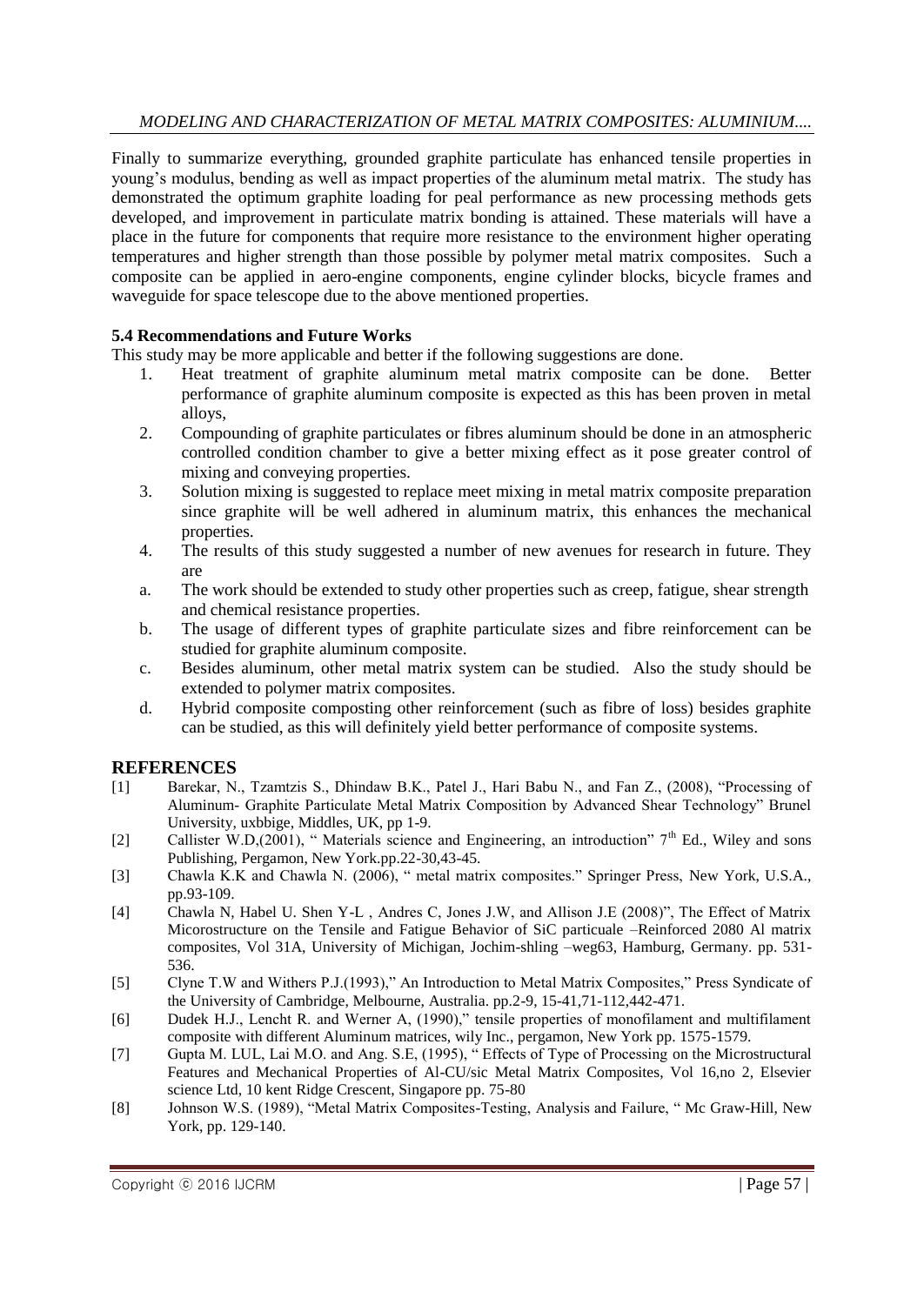Finally to summarize everything, grounded graphite particulate has enhanced tensile properties in young's modulus, bending as well as impact properties of the aluminum metal matrix. The study has demonstrated the optimum graphite loading for peal performance as new processing methods gets developed, and improvement in particulate matrix bonding is attained. These materials will have a place in the future for components that require more resistance to the environment higher operating temperatures and higher strength than those possible by polymer metal matrix composites. Such a composite can be applied in aero-engine components, engine cylinder blocks, bicycle frames and waveguide for space telescope due to the above mentioned properties.

### 5.4 Recommendations and Future Works

This study may be more applicable and better if the following suggestions are done.

1. Heat treatment of graphite aluminum metal matrix composite can be done. Better performance of graphite aluminum composite is expected as this has been proven in metal alloys,
2. Compounding of graphite particulates or fibres aluminum should be done in an atmospheric controlled condition chamber to give a better mixing effect as it pose greater control of mixing and conveying properties.
3. Solution mixing is suggested to replace meet mixing in metal matrix composite preparation since graphite will be well adhered in aluminum matrix, this enhances the mechanical properties.
4. The results of this study suggested a number of new avenues for research in future. They are

a. The work should be extended to study other properties such as creep, fatigue, shear strength and chemical resistance properties.
b. The usage of different types of graphite particulate sizes and fibre reinforcement can be studied for graphite aluminum composite.
c. Besides aluminum, other metal matrix system can be studied. Also the study should be extended to polymer matrix composites.
d. Hybrid composite composting other reinforcement (such as fibre of loss) besides graphite can be studied, as this will definitely yield better performance of composite systems.

## REFERENCES

[1] Barekar, N., Tzamtzis S., Dhindaw B.K., Patel J., Hari Babu N., and Fan Z., (2008), "Processing of Aluminum- Graphite Particulate Metal Matrix Composition by Advanced Shear Technology" Brunel University, uxbbige, Middles, UK, pp 1-9.

[2] Callister W.D,(2001), " Materials science and Engineering, an introduction" 7th Ed., Wiley and sons Publishing, Pergamon, New York.pp.22-30,43-45.

[3] Chawla K.K and Chawla N. (2006), " metal matrix composites." Springer Press, New York, U.S.A., pp.93-109.

[4] Chawla N, Habel U. Shen Y-L , Andres C, Jones J.W, and Allison J.E (2008)", The Effect of Matrix Micorostructure on the Tensile and Fatigue Behavior of SiC particuale –Reinforced 2080 Al matrix composites, Vol 31A, University of Michigan, Jochim-shling –weg63, Hamburg, Germany. pp. 531-536.

[5] Clyne T.W and Withers P.J.(1993)," An Introduction to Metal Matrix Composites," Press Syndicate of the University of Cambridge, Melbourne, Australia. pp.2-9, 15-41,71-112,442-471.

[6] Dudek H.J., Lencht R. and Werner A, (1990)," tensile properties of monofilament and multifilament composite with different Aluminum matrices, wily Inc., pergamon, New York pp. 1575-1579.

[7] Gupta M. LUL, Lai M.O. and Ang. S.E, (1995), " Effects of Type of Processing on the Microstructural Features and Mechanical Properties of Al-CU/sic Metal Matrix Composites, Vol 16,no 2, Elsevier science Ltd, 10 kent Ridge Crescent, Singapore pp. 75-80

[8] Johnson W.S. (1989), "Metal Matrix Composites-Testing, Analysis and Failure, " Mc Graw-Hill, New York, pp. 129-140.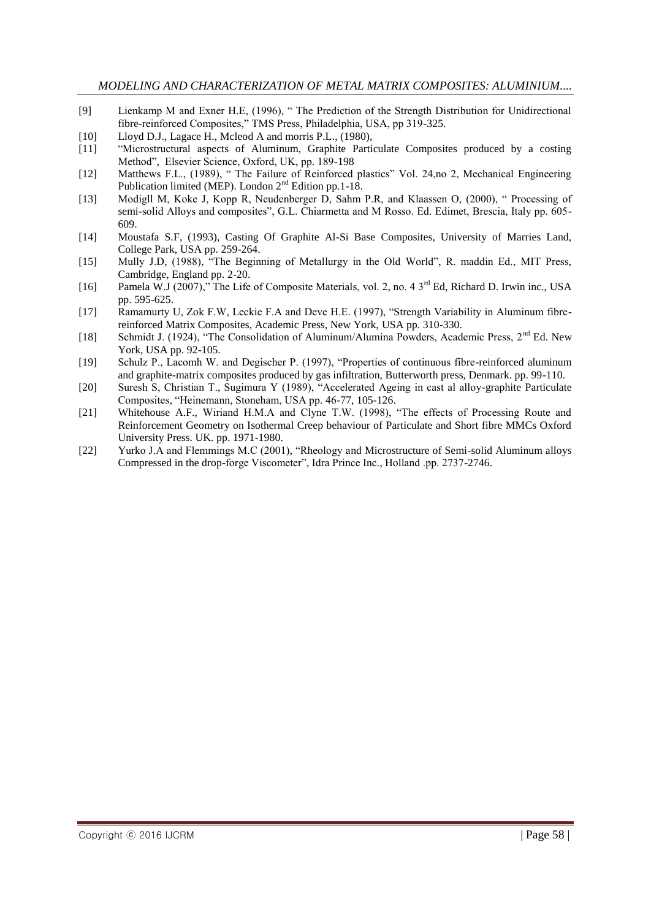[9] Lienkamp M and Exner H.E, (1996), " The Prediction of the Strength Distribution for Unidirectional fibre-reinforced Composites," TMS Press, Philadelphia, USA, pp 319-325.

[10] Lloyd D.J., Lagace H., Mcleod A and morris P.L., (1980),

[11] "Microstructural aspects of Aluminum, Graphite Particulate Composites produced by a costing Method", Elsevier Science, Oxford, UK, pp. 189-198

[12] Matthews F.L., (1989), " The Failure of Reinforced plastics" Vol. 24,no 2, Mechanical Engineering Publication limited (MEP). London 2nd Edition pp.1-18.

[13] Modigll M, Koke J, Kopp R, Neudenberger D, Sahm P.R, and Klaassen O, (2000), " Processing of semi-solid Alloys and composites", G.L. Chiarmetta and M Rosso. Ed. Edimet, Brescia, Italy pp. 605-609.

[14] Moustafa S.F, (1993), Casting Of Graphite Al-Si Base Composites, University of Marries Land, College Park, USA pp. 259-264.

[15] Mully J.D, (1988), "The Beginning of Metallurgy in the Old World", R. maddin Ed., MIT Press, Cambridge, England pp. 2-20.

[16] Pamela W.J (2007)," The Life of Composite Materials, vol. 2, no. 4 3rd Ed, Richard D. Irwin inc., USA pp. 595-625.

[17] Ramamurty U, Zok F.W, Leckie F.A and Deve H.E. (1997), "Strength Variability in Aluminum fibre-reinforced Matrix Composites, Academic Press, New York, USA pp. 310-330.

[18] Schmidt J. (1924), "The Consolidation of Aluminum/Alumina Powders, Academic Press, 2nd Ed. New York, USA pp. 92-105.

[19] Schulz P., Lacomh W. and Degischer P. (1997), "Properties of continuous fibre-reinforced aluminum and graphite-matrix composites produced by gas infiltration, Butterworth press, Denmark. pp. 99-110.

[20] Suresh S, Christian T., Sugimura Y (1989), "Accelerated Ageing in cast al alloy-graphite Particulate Composites, "Heinemann, Stoneham, USA pp. 46-77, 105-126.

[21] Whitehouse A.F., Wiriand H.M.A and Clyne T.W. (1998), "The effects of Processing Route and Reinforcement Geometry on Isothermal Creep behaviour of Particulate and Short fibre MMCs Oxford University Press. UK. pp. 1971-1980.

[22] Yurko J.A and Flemmings M.C (2001), "Rheology and Microstructure of Semi-solid Aluminum alloys Compressed in the drop-forge Viscometer", Idra Prince Inc., Holland .pp. 2737-2746.